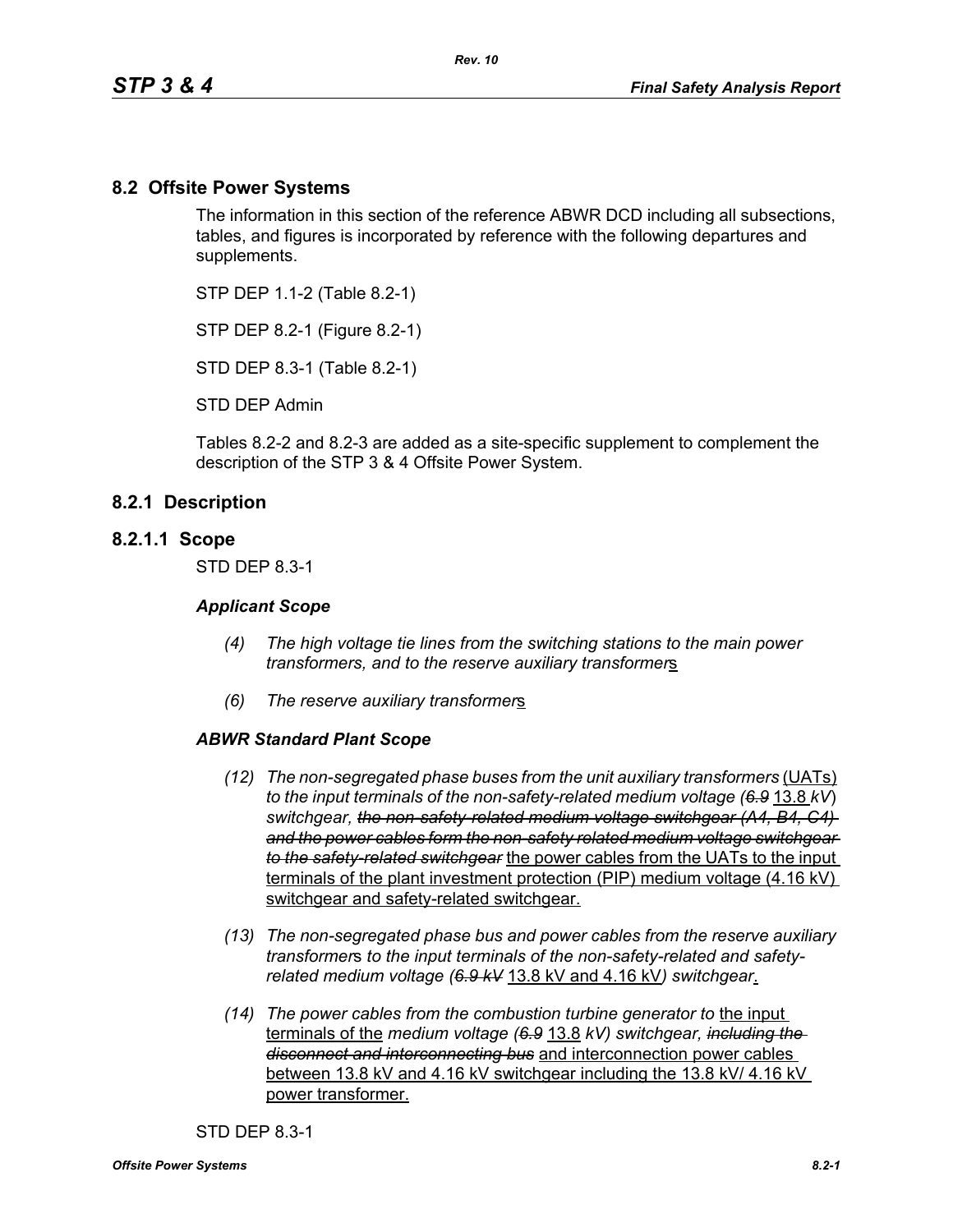## 8.2 Offsite Power Systems

The information in this section of the reference ABWR DCD including all subsections, tables, and figures is incorporated by reference with the following departures and supplements.

STP DEP 1.1-2 (Table 8.2-1)

STP DEP 8.2-1 (Figure 8.2-1)

STD DEP 8.3-1 (Table 8.2-1)

STD DEP Admin

Tables 8.2-2 and 8.2-3 are added as a site-specific supplement to complement the description of the STP 3 & 4 Offsite Power System.

## 8.2.1 Description

### 8.2.1.1 Scope

STD DEP 8.3-1

***Applicant Scope***

- *(4) The high voltage tie lines from the switching stations to the main power transformers, and to the reserve auxiliary transformer*<u>s</u>

- *(6) The reserve auxiliary transformer*<u>s</u>

***ABWR Standard Plant Scope***

- *(12) The non-segregated phase buses from the unit auxiliary transformers* <u>(UATs)</u> *to the input terminals of the non-safety-related medium voltage (~~6.9~~* <u>13.8</u> *kV) switchgear, ~~the non-safety-related medium voltage switchgear (A4, B4, C4) and the power cables form the non-safety related medium voltage switchgear to the safety-related switchgear~~* <u>the power cables from the UATs to the input terminals of the plant investment protection (PIP) medium voltage (4.16 kV) switchgear and safety-related switchgear.</u>

- *(13) The non-segregated phase bus and power cables from the reserve auxiliary transformer*s *to the input terminals of the non-safety-related and safety-related medium voltage (~~6.9 kV~~* <u>13.8 kV and 4.16 kV</u>*) switchgear*<u>.</u>

- *(14) The power cables from the combustion turbine generator to* <u>the input terminals of the</u> *medium voltage (~~6.9~~* <u>13.8</u> *kV) switchgear, ~~including the disconnect and interconnecting bus~~* <u>and interconnection power cables between 13.8 kV and 4.16 kV switchgear including the 13.8 kV/ 4.16 kV power transformer.</u>

STD DEP 8.3-1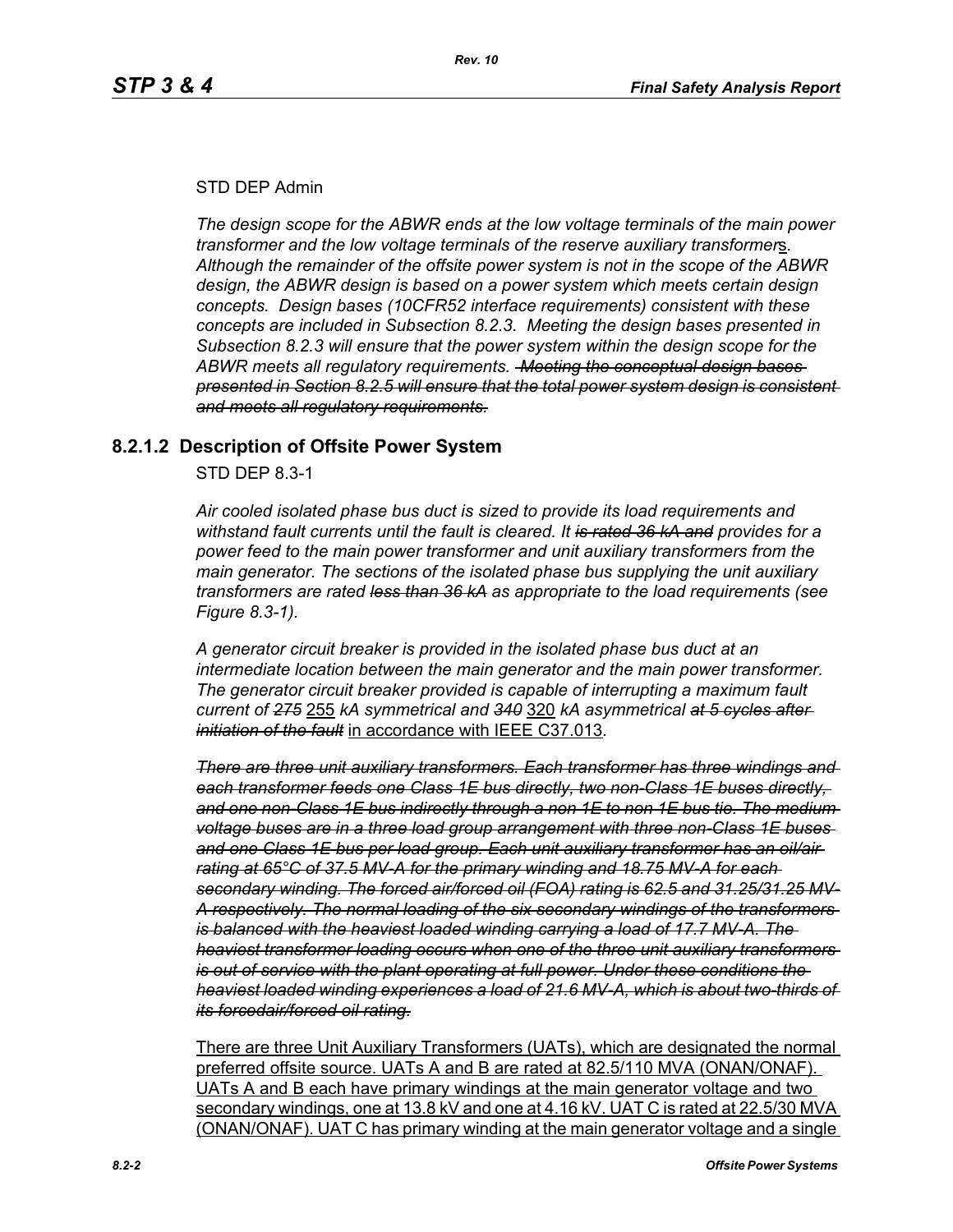STD DEP Admin

*The design scope for the ABWR ends at the low voltage terminals of the main power transformer and the low voltage terminals of the reserve auxiliary transformer*<u>s</u>*. Although the remainder of the offsite power system is not in the scope of the ABWR design, the ABWR design is based on a power system which meets certain design concepts. Design bases (10CFR52 interface requirements) consistent with these concepts are included in Subsection 8.2.3. Meeting the design bases presented in Subsection 8.2.3 will ensure that the power system within the design scope for the ABWR meets all regulatory requirements.* ~~*Meeting the conceptual design bases presented in Section 8.2.5 will ensure that the total power system design is consistent and meets all regulatory requirements.*~~

## 8.2.1.2 Description of Offsite Power System

STD DEP 8.3-1

*Air cooled isolated phase bus duct is sized to provide its load requirements and withstand fault currents until the fault is cleared. It* ~~*is rated 36 kA and*~~ *provides for a power feed to the main power transformer and unit auxiliary transformers from the main generator. The sections of the isolated phase bus supplying the unit auxiliary transformers are rated* ~~*less than 36 kA*~~ *as appropriate to the load requirements (see Figure 8.3-1).*

*A generator circuit breaker is provided in the isolated phase bus duct at an intermediate location between the main generator and the main power transformer. The generator circuit breaker provided is capable of interrupting a maximum fault current of* ~~*275*~~ <u>255</u> *kA symmetrical and* ~~*340*~~ <u>320</u> *kA asymmetrical* ~~*at 5 cycles after initiation of the fault*~~ <u>in accordance with IEEE C37.013</u>*.*

~~*There are three unit auxiliary transformers. Each transformer has three windings and each transformer feeds one Class 1E bus directly, two non-Class 1E buses directly, and one non-Class 1E bus indirectly through a non 1E to non 1E bus tie. The medium voltage buses are in a three load group arrangement with three non-Class 1E buses and one Class 1E bus per load group. Each unit auxiliary transformer has an oil/air rating at 65°C of 37.5 MV-A for the primary winding and 18.75 MV-A for each secondary winding. The forced air/forced oil (FOA) rating is 62.5 and 31.25/31.25 MV-A respectively. The normal loading of the six secondary windings of the transformers is balanced with the heaviest loaded winding carrying a load of 17.7 MV-A. The heaviest transformer loading occurs when one of the three unit auxiliary transformers is out of service with the plant operating at full power. Under these conditions the heaviest loaded winding experiences a load of 21.6 MV-A, which is about two-thirds of its forcedair/forced oil rating.*~~

<u>There are three Unit Auxiliary Transformers (UATs), which are designated the normal preferred offsite source. UATs A and B are rated at 82.5/110 MVA (ONAN/ONAF). UATs A and B each have primary windings at the main generator voltage and two secondary windings, one at 13.8 kV and one at 4.16 kV. UAT C is rated at 22.5/30 MVA (ONAN/ONAF). UAT C has primary winding at the main generator voltage and a single</u>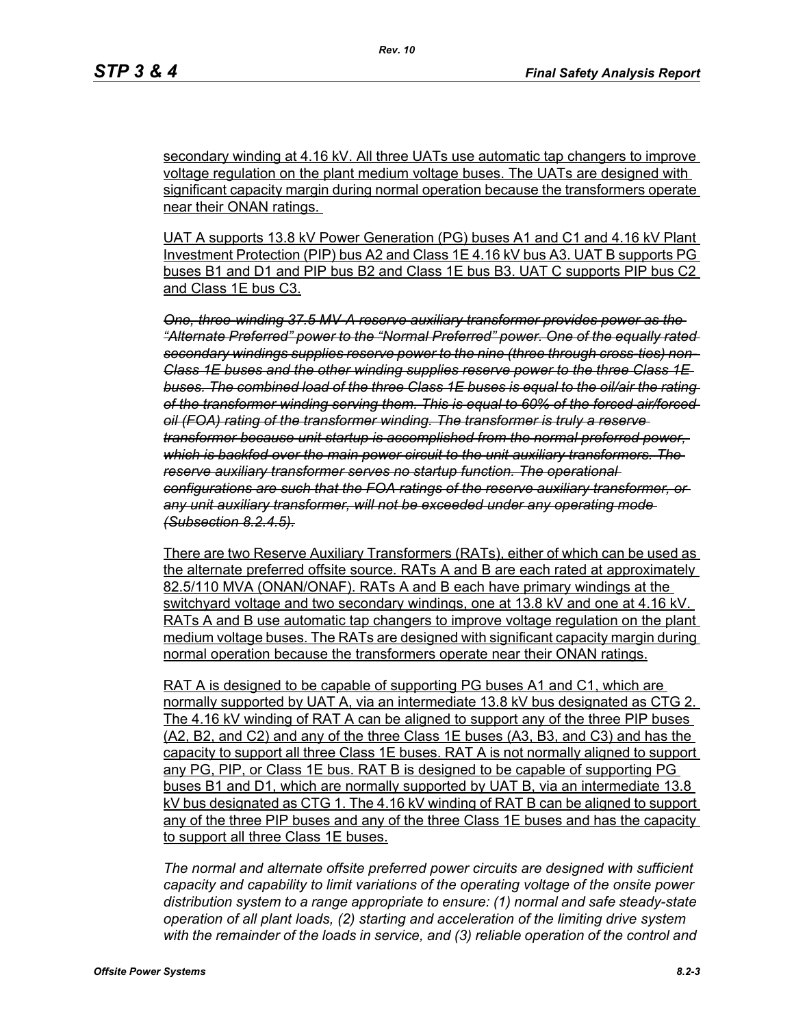secondary winding at 4.16 kV. All three UATs use automatic tap changers to improve voltage regulation on the plant medium voltage buses. The UATs are designed with significant capacity margin during normal operation because the transformers operate near their ONAN ratings.

UAT A supports 13.8 kV Power Generation (PG) buses A1 and C1 and 4.16 kV Plant Investment Protection (PIP) bus A2 and Class 1E 4.16 kV bus A3. UAT B supports PG buses B1 and D1 and PIP bus B2 and Class 1E bus B3. UAT C supports PIP bus C2 and Class 1E bus C3.

~~*One, three-winding 37.5 MV-A reserve auxiliary transformer provides power as the "Alternate Preferred" power to the "Normal Preferred" power. One of the equally rated secondary windings supplies reserve power to the nine (three through cross-ties) non-Class 1E buses and the other winding supplies reserve power to the three Class 1E buses. The combined load of the three Class 1E buses is equal to the oil/air the rating of the transformer winding serving them. This is equal to 60% of the forced-air/forced-oil (FOA) rating of the transformer winding. The transformer is truly a reserve transformer because unit startup is accomplished from the normal preferred power, which is backfed over the main power circuit to the unit auxiliary transformers. The reserve auxiliary transformer serves no startup function. The operational configurations are such that the FOA ratings of the reserve auxiliary transformer, or any unit auxiliary transformer, will not be exceeded under any operating mode (Subsection 8.2.4.5).*~~

There are two Reserve Auxiliary Transformers (RATs), either of which can be used as the alternate preferred offsite source. RATs A and B are each rated at approximately 82.5/110 MVA (ONAN/ONAF). RATs A and B each have primary windings at the switchyard voltage and two secondary windings, one at 13.8 kV and one at 4.16 kV. RATs A and B use automatic tap changers to improve voltage regulation on the plant medium voltage buses. The RATs are designed with significant capacity margin during normal operation because the transformers operate near their ONAN ratings.

RAT A is designed to be capable of supporting PG buses A1 and C1, which are normally supported by UAT A, via an intermediate 13.8 kV bus designated as CTG 2. The 4.16 kV winding of RAT A can be aligned to support any of the three PIP buses (A2, B2, and C2) and any of the three Class 1E buses (A3, B3, and C3) and has the capacity to support all three Class 1E buses. RAT A is not normally aligned to support any PG, PIP, or Class 1E bus. RAT B is designed to be capable of supporting PG buses B1 and D1, which are normally supported by UAT B, via an intermediate 13.8 kV bus designated as CTG 1. The 4.16 kV winding of RAT B can be aligned to support any of the three PIP buses and any of the three Class 1E buses and has the capacity to support all three Class 1E buses.

*The normal and alternate offsite preferred power circuits are designed with sufficient capacity and capability to limit variations of the operating voltage of the onsite power distribution system to a range appropriate to ensure: (1) normal and safe steady-state operation of all plant loads, (2) starting and acceleration of the limiting drive system with the remainder of the loads in service, and (3) reliable operation of the control and*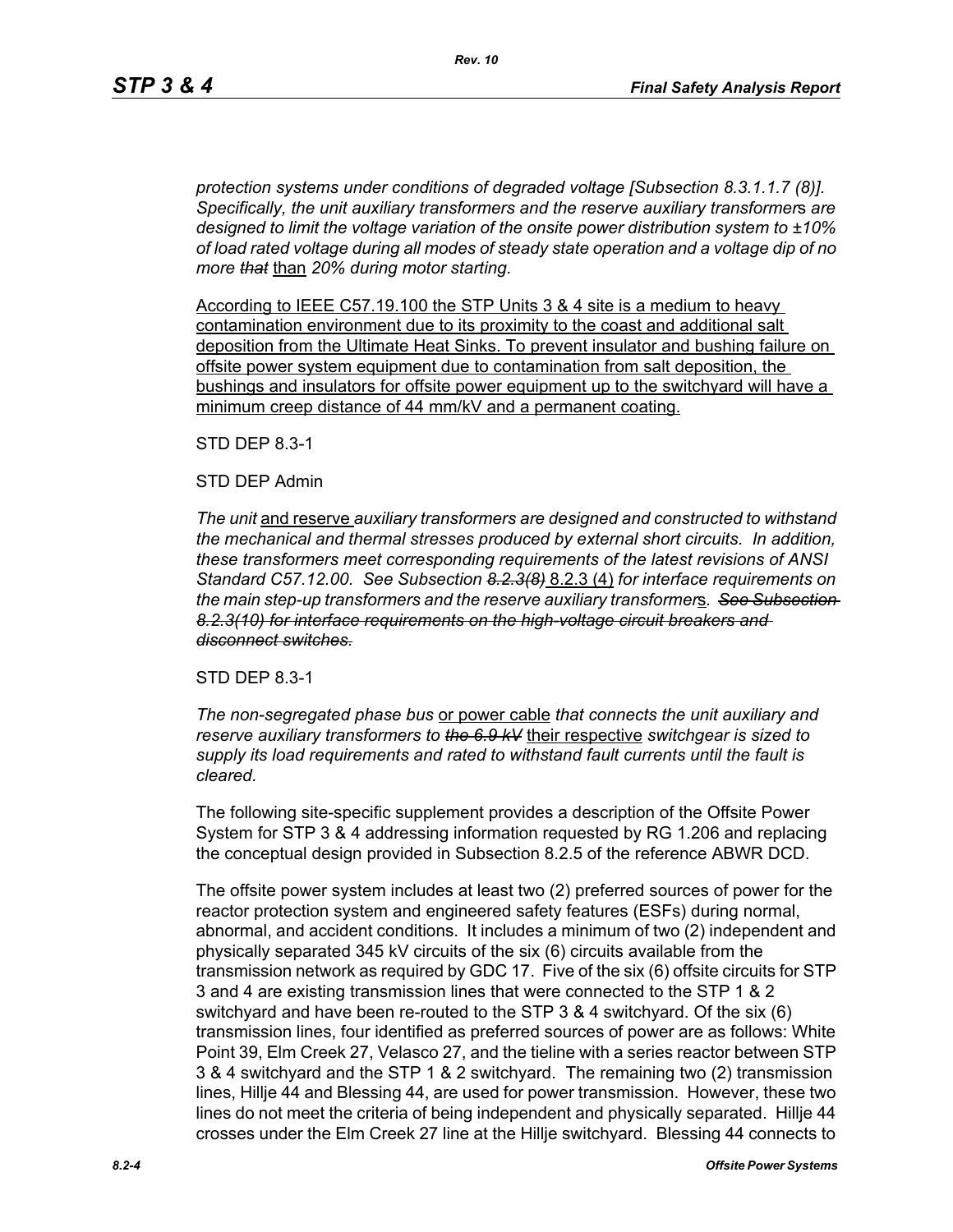*protection systems under conditions of degraded voltage [Subsection 8.3.1.1.7 (8)]. Specifically, the unit auxiliary transformers and the reserve auxiliary transformer*s *are designed to limit the voltage variation of the onsite power distribution system to ±10% of load rated voltage during all modes of steady state operation and a voltage dip of no more* ~~*that*~~ than *20% during motor starting.*

According to IEEE C57.19.100 the STP Units 3 & 4 site is a medium to heavy contamination environment due to its proximity to the coast and additional salt deposition from the Ultimate Heat Sinks. To prevent insulator and bushing failure on offsite power system equipment due to contamination from salt deposition, the bushings and insulators for offsite power equipment up to the switchyard will have a minimum creep distance of 44 mm/kV and a permanent coating.

STD DEP 8.3-1

STD DEP Admin

*The unit* and reserve *auxiliary transformers are designed and constructed to withstand the mechanical and thermal stresses produced by external short circuits. In addition, these transformers meet corresponding requirements of the latest revisions of ANSI Standard C57.12.00. See Subsection* ~~*8.2.3(8)*~~ 8.2.3 (4) *for interface requirements on the main step-up transformers and the reserve auxiliary transformer*s*.* ~~*See Subsection 8.2.3(10) for interface requirements on the high-voltage circuit breakers and disconnect switches.*~~

STD DEP 8.3-1

*The non-segregated phase bus* or power cable *that connects the unit auxiliary and reserve auxiliary transformers to* ~~*the 6.9 kV*~~ their respective *switchgear is sized to supply its load requirements and rated to withstand fault currents until the fault is cleared.*

The following site-specific supplement provides a description of the Offsite Power System for STP 3 & 4 addressing information requested by RG 1.206 and replacing the conceptual design provided in Subsection 8.2.5 of the reference ABWR DCD.

The offsite power system includes at least two (2) preferred sources of power for the reactor protection system and engineered safety features (ESFs) during normal, abnormal, and accident conditions. It includes a minimum of two (2) independent and physically separated 345 kV circuits of the six (6) circuits available from the transmission network as required by GDC 17. Five of the six (6) offsite circuits for STP 3 and 4 are existing transmission lines that were connected to the STP 1 & 2 switchyard and have been re-routed to the STP 3 & 4 switchyard. Of the six (6) transmission lines, four identified as preferred sources of power are as follows: White Point 39, Elm Creek 27, Velasco 27, and the tieline with a series reactor between STP 3 & 4 switchyard and the STP 1 & 2 switchyard. The remaining two (2) transmission lines, Hillje 44 and Blessing 44, are used for power transmission. However, these two lines do not meet the criteria of being independent and physically separated. Hillje 44 crosses under the Elm Creek 27 line at the Hillje switchyard. Blessing 44 connects to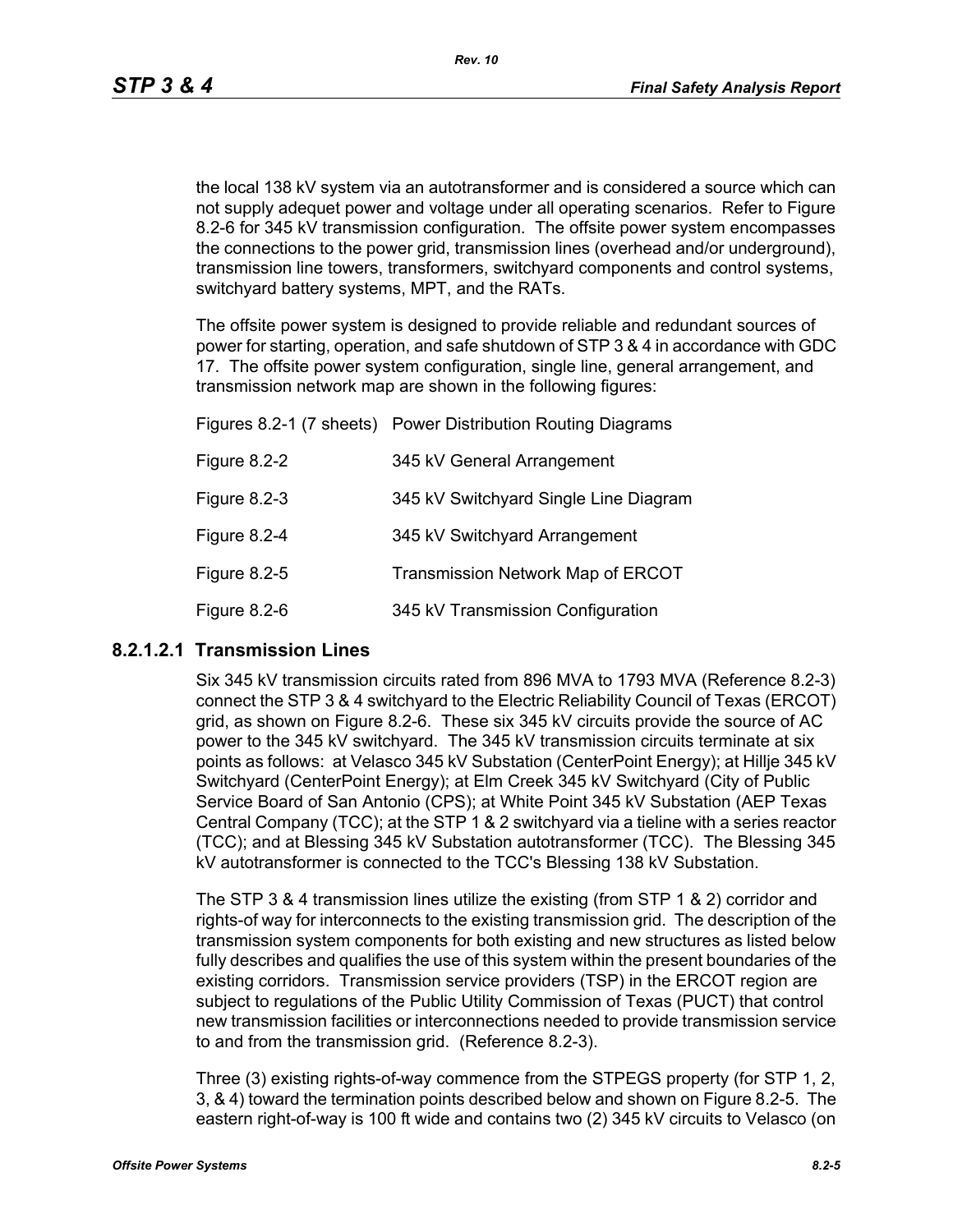the local 138 kV system via an autotransformer and is considered a source which can not supply adequet power and voltage under all operating scenarios. Refer to Figure 8.2-6 for 345 kV transmission configuration. The offsite power system encompasses the connections to the power grid, transmission lines (overhead and/or underground), transmission line towers, transformers, switchyard components and control systems, switchyard battery systems, MPT, and the RATs.

The offsite power system is designed to provide reliable and redundant sources of power for starting, operation, and safe shutdown of STP 3 & 4 in accordance with GDC 17. The offsite power system configuration, single line, general arrangement, and transmission network map are shown in the following figures:

| | |
|---|---|
| Figures 8.2-1 (7 sheets) | Power Distribution Routing Diagrams |
| Figure 8.2-2 | 345 kV General Arrangement |
| Figure 8.2-3 | 345 kV Switchyard Single Line Diagram |
| Figure 8.2-4 | 345 kV Switchyard Arrangement |
| Figure 8.2-5 | Transmission Network Map of ERCOT |
| Figure 8.2-6 | 345 kV Transmission Configuration |

#### 8.2.1.2.1 Transmission Lines

Six 345 kV transmission circuits rated from 896 MVA to 1793 MVA (Reference 8.2-3) connect the STP 3 & 4 switchyard to the Electric Reliability Council of Texas (ERCOT) grid, as shown on Figure 8.2-6. These six 345 kV circuits provide the source of AC power to the 345 kV switchyard. The 345 kV transmission circuits terminate at six points as follows: at Velasco 345 kV Substation (CenterPoint Energy); at Hillje 345 kV Switchyard (CenterPoint Energy); at Elm Creek 345 kV Switchyard (City of Public Service Board of San Antonio (CPS); at White Point 345 kV Substation (AEP Texas Central Company (TCC); at the STP 1 & 2 switchyard via a tieline with a series reactor (TCC); and at Blessing 345 kV Substation autotransformer (TCC). The Blessing 345 kV autotransformer is connected to the TCC's Blessing 138 kV Substation.

The STP 3 & 4 transmission lines utilize the existing (from STP 1 & 2) corridor and rights-of way for interconnects to the existing transmission grid. The description of the transmission system components for both existing and new structures as listed below fully describes and qualifies the use of this system within the present boundaries of the existing corridors. Transmission service providers (TSP) in the ERCOT region are subject to regulations of the Public Utility Commission of Texas (PUCT) that control new transmission facilities or interconnections needed to provide transmission service to and from the transmission grid. (Reference 8.2-3).

Three (3) existing rights-of-way commence from the STPEGS property (for STP 1, 2, 3, & 4) toward the termination points described below and shown on Figure 8.2-5. The eastern right-of-way is 100 ft wide and contains two (2) 345 kV circuits to Velasco (on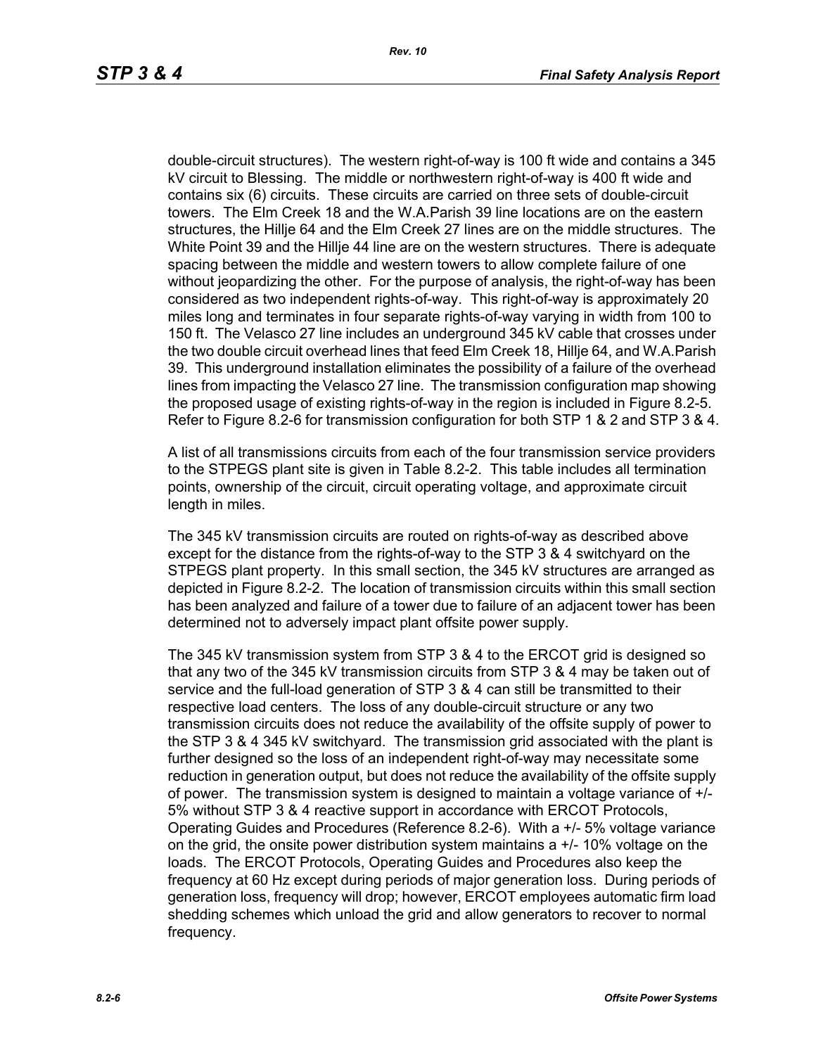double-circuit structures). The western right-of-way is 100 ft wide and contains a 345 kV circuit to Blessing. The middle or northwestern right-of-way is 400 ft wide and contains six (6) circuits. These circuits are carried on three sets of double-circuit towers. The Elm Creek 18 and the W.A.Parish 39 line locations are on the eastern structures, the Hillje 64 and the Elm Creek 27 lines are on the middle structures. The White Point 39 and the Hillje 44 line are on the western structures. There is adequate spacing between the middle and western towers to allow complete failure of one without jeopardizing the other. For the purpose of analysis, the right-of-way has been considered as two independent rights-of-way. This right-of-way is approximately 20 miles long and terminates in four separate rights-of-way varying in width from 100 to 150 ft. The Velasco 27 line includes an underground 345 kV cable that crosses under the two double circuit overhead lines that feed Elm Creek 18, Hillje 64, and W.A.Parish 39. This underground installation eliminates the possibility of a failure of the overhead lines from impacting the Velasco 27 line. The transmission configuration map showing the proposed usage of existing rights-of-way in the region is included in Figure 8.2-5. Refer to Figure 8.2-6 for transmission configuration for both STP 1 & 2 and STP 3 & 4.

A list of all transmissions circuits from each of the four transmission service providers to the STPEGS plant site is given in Table 8.2-2. This table includes all termination points, ownership of the circuit, circuit operating voltage, and approximate circuit length in miles.

The 345 kV transmission circuits are routed on rights-of-way as described above except for the distance from the rights-of-way to the STP 3 & 4 switchyard on the STPEGS plant property. In this small section, the 345 kV structures are arranged as depicted in Figure 8.2-2. The location of transmission circuits within this small section has been analyzed and failure of a tower due to failure of an adjacent tower has been determined not to adversely impact plant offsite power supply.

The 345 kV transmission system from STP 3 & 4 to the ERCOT grid is designed so that any two of the 345 kV transmission circuits from STP 3 & 4 may be taken out of service and the full-load generation of STP 3 & 4 can still be transmitted to their respective load centers. The loss of any double-circuit structure or any two transmission circuits does not reduce the availability of the offsite supply of power to the STP 3 & 4 345 kV switchyard. The transmission grid associated with the plant is further designed so the loss of an independent right-of-way may necessitate some reduction in generation output, but does not reduce the availability of the offsite supply of power. The transmission system is designed to maintain a voltage variance of +/- 5% without STP 3 & 4 reactive support in accordance with ERCOT Protocols, Operating Guides and Procedures (Reference 8.2-6). With a +/- 5% voltage variance on the grid, the onsite power distribution system maintains a +/- 10% voltage on the loads. The ERCOT Protocols, Operating Guides and Procedures also keep the frequency at 60 Hz except during periods of major generation loss. During periods of generation loss, frequency will drop; however, ERCOT employees automatic firm load shedding schemes which unload the grid and allow generators to recover to normal frequency.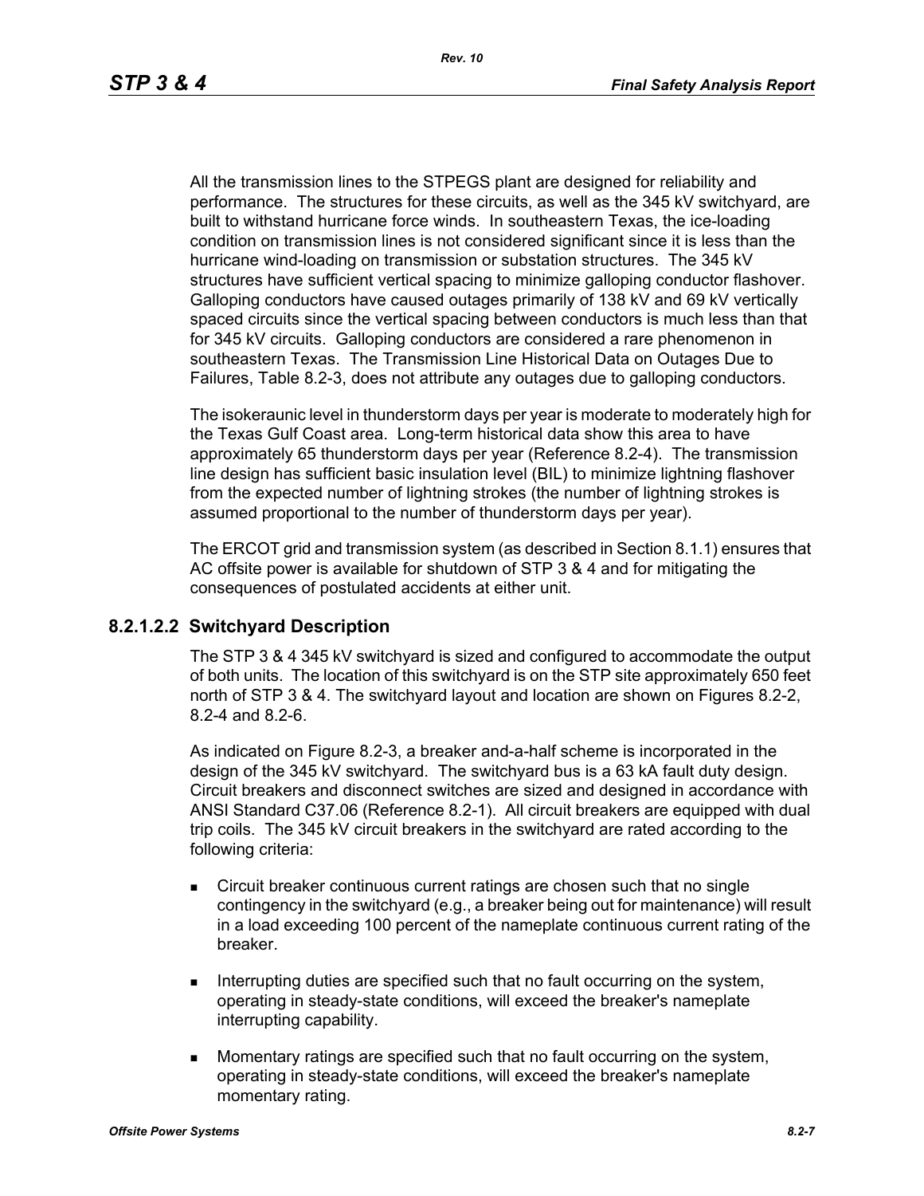All the transmission lines to the STPEGS plant are designed for reliability and performance. The structures for these circuits, as well as the 345 kV switchyard, are built to withstand hurricane force winds. In southeastern Texas, the ice-loading condition on transmission lines is not considered significant since it is less than the hurricane wind-loading on transmission or substation structures. The 345 kV structures have sufficient vertical spacing to minimize galloping conductor flashover. Galloping conductors have caused outages primarily of 138 kV and 69 kV vertically spaced circuits since the vertical spacing between conductors is much less than that for 345 kV circuits. Galloping conductors are considered a rare phenomenon in southeastern Texas. The Transmission Line Historical Data on Outages Due to Failures, Table 8.2-3, does not attribute any outages due to galloping conductors.

The isokeraunic level in thunderstorm days per year is moderate to moderately high for the Texas Gulf Coast area. Long-term historical data show this area to have approximately 65 thunderstorm days per year (Reference 8.2-4). The transmission line design has sufficient basic insulation level (BIL) to minimize lightning flashover from the expected number of lightning strokes (the number of lightning strokes is assumed proportional to the number of thunderstorm days per year).

The ERCOT grid and transmission system (as described in Section 8.1.1) ensures that AC offsite power is available for shutdown of STP 3 & 4 and for mitigating the consequences of postulated accidents at either unit.

### 8.2.1.2.2 Switchyard Description

The STP 3 & 4 345 kV switchyard is sized and configured to accommodate the output of both units. The location of this switchyard is on the STP site approximately 650 feet north of STP 3 & 4. The switchyard layout and location are shown on Figures 8.2-2, 8.2-4 and 8.2-6.

As indicated on Figure 8.2-3, a breaker and-a-half scheme is incorporated in the design of the 345 kV switchyard. The switchyard bus is a 63 kA fault duty design. Circuit breakers and disconnect switches are sized and designed in accordance with ANSI Standard C37.06 (Reference 8.2-1). All circuit breakers are equipped with dual trip coils. The 345 kV circuit breakers in the switchyard are rated according to the following criteria:

- Circuit breaker continuous current ratings are chosen such that no single contingency in the switchyard (e.g., a breaker being out for maintenance) will result in a load exceeding 100 percent of the nameplate continuous current rating of the breaker.
- Interrupting duties are specified such that no fault occurring on the system, operating in steady-state conditions, will exceed the breaker's nameplate interrupting capability.
- Momentary ratings are specified such that no fault occurring on the system, operating in steady-state conditions, will exceed the breaker's nameplate momentary rating.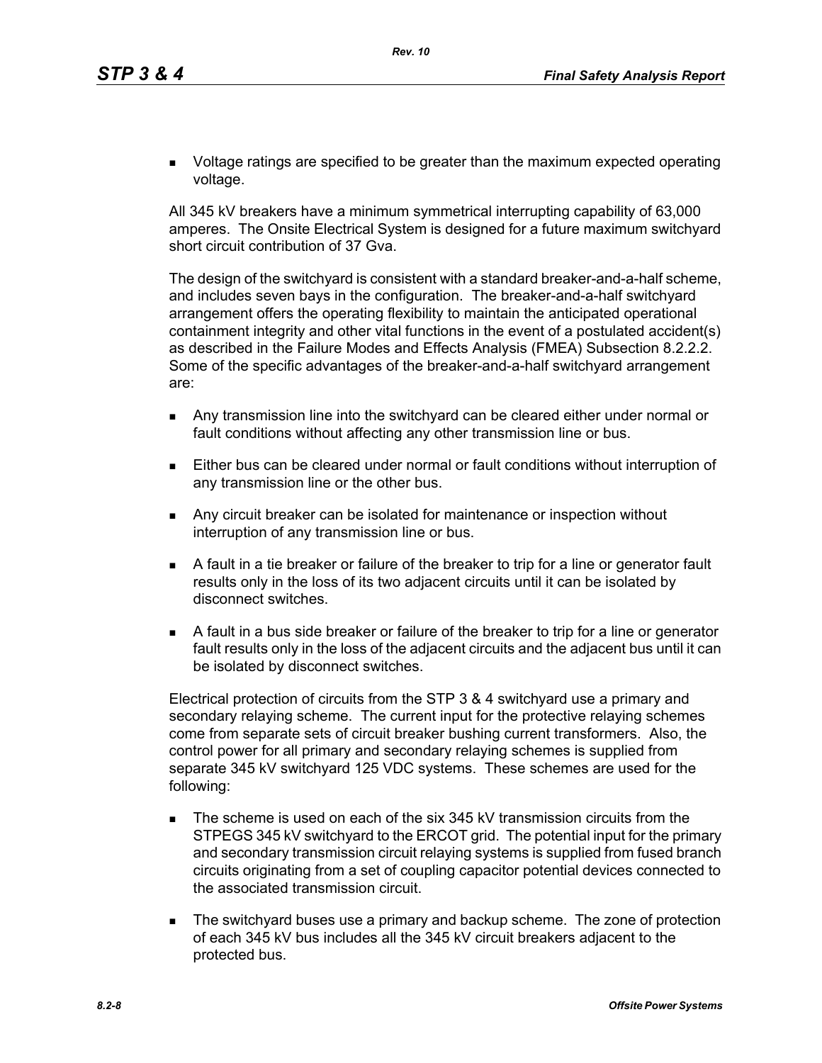- Voltage ratings are specified to be greater than the maximum expected operating voltage.

All 345 kV breakers have a minimum symmetrical interrupting capability of 63,000 amperes. The Onsite Electrical System is designed for a future maximum switchyard short circuit contribution of 37 Gva.

The design of the switchyard is consistent with a standard breaker-and-a-half scheme, and includes seven bays in the configuration. The breaker-and-a-half switchyard arrangement offers the operating flexibility to maintain the anticipated operational containment integrity and other vital functions in the event of a postulated accident(s) as described in the Failure Modes and Effects Analysis (FMEA) Subsection 8.2.2.2. Some of the specific advantages of the breaker-and-a-half switchyard arrangement are:

- Any transmission line into the switchyard can be cleared either under normal or fault conditions without affecting any other transmission line or bus.
- Either bus can be cleared under normal or fault conditions without interruption of any transmission line or the other bus.
- Any circuit breaker can be isolated for maintenance or inspection without interruption of any transmission line or bus.
- A fault in a tie breaker or failure of the breaker to trip for a line or generator fault results only in the loss of its two adjacent circuits until it can be isolated by disconnect switches.
- A fault in a bus side breaker or failure of the breaker to trip for a line or generator fault results only in the loss of the adjacent circuits and the adjacent bus until it can be isolated by disconnect switches.

Electrical protection of circuits from the STP 3 & 4 switchyard use a primary and secondary relaying scheme. The current input for the protective relaying schemes come from separate sets of circuit breaker bushing current transformers. Also, the control power for all primary and secondary relaying schemes is supplied from separate 345 kV switchyard 125 VDC systems. These schemes are used for the following:

- The scheme is used on each of the six 345 kV transmission circuits from the STPEGS 345 kV switchyard to the ERCOT grid. The potential input for the primary and secondary transmission circuit relaying systems is supplied from fused branch circuits originating from a set of coupling capacitor potential devices connected to the associated transmission circuit.
- The switchyard buses use a primary and backup scheme. The zone of protection of each 345 kV bus includes all the 345 kV circuit breakers adjacent to the protected bus.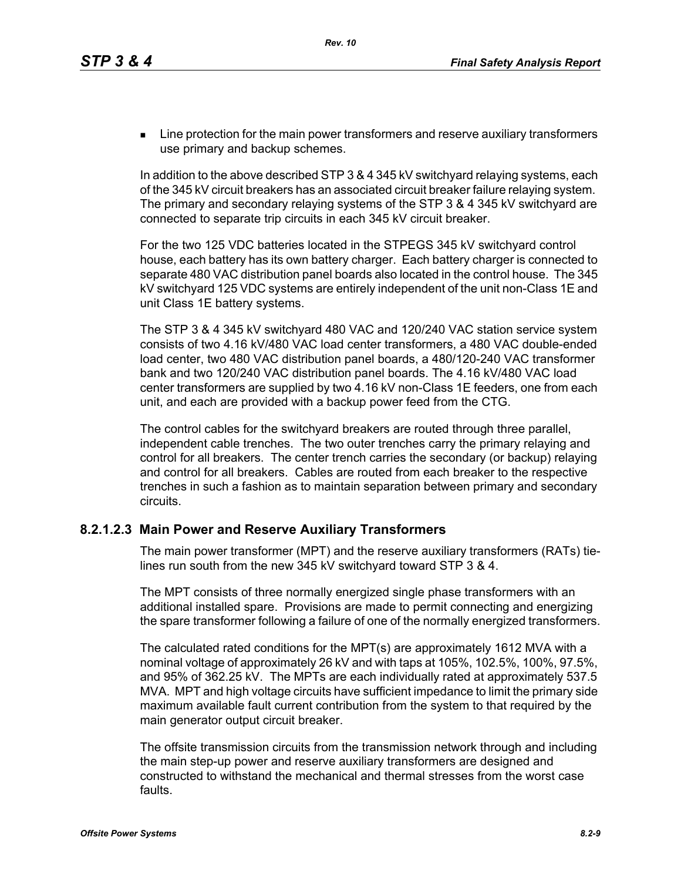- Line protection for the main power transformers and reserve auxiliary transformers use primary and backup schemes.

In addition to the above described STP 3 & 4 345 kV switchyard relaying systems, each of the 345 kV circuit breakers has an associated circuit breaker failure relaying system. The primary and secondary relaying systems of the STP 3 & 4 345 kV switchyard are connected to separate trip circuits in each 345 kV circuit breaker.

For the two 125 VDC batteries located in the STPEGS 345 kV switchyard control house, each battery has its own battery charger. Each battery charger is connected to separate 480 VAC distribution panel boards also located in the control house. The 345 kV switchyard 125 VDC systems are entirely independent of the unit non-Class 1E and unit Class 1E battery systems.

The STP 3 & 4 345 kV switchyard 480 VAC and 120/240 VAC station service system consists of two 4.16 kV/480 VAC load center transformers, a 480 VAC double-ended load center, two 480 VAC distribution panel boards, a 480/120-240 VAC transformer bank and two 120/240 VAC distribution panel boards. The 4.16 kV/480 VAC load center transformers are supplied by two 4.16 kV non-Class 1E feeders, one from each unit, and each are provided with a backup power feed from the CTG.

The control cables for the switchyard breakers are routed through three parallel, independent cable trenches. The two outer trenches carry the primary relaying and control for all breakers. The center trench carries the secondary (or backup) relaying and control for all breakers. Cables are routed from each breaker to the respective trenches in such a fashion as to maintain separation between primary and secondary circuits.

### 8.2.1.2.3 Main Power and Reserve Auxiliary Transformers

The main power transformer (MPT) and the reserve auxiliary transformers (RATs) tie-lines run south from the new 345 kV switchyard toward STP 3 & 4.

The MPT consists of three normally energized single phase transformers with an additional installed spare. Provisions are made to permit connecting and energizing the spare transformer following a failure of one of the normally energized transformers.

The calculated rated conditions for the MPT(s) are approximately 1612 MVA with a nominal voltage of approximately 26 kV and with taps at 105%, 102.5%, 100%, 97.5%, and 95% of 362.25 kV. The MPTs are each individually rated at approximately 537.5 MVA. MPT and high voltage circuits have sufficient impedance to limit the primary side maximum available fault current contribution from the system to that required by the main generator output circuit breaker.

The offsite transmission circuits from the transmission network through and including the main step-up power and reserve auxiliary transformers are designed and constructed to withstand the mechanical and thermal stresses from the worst case faults.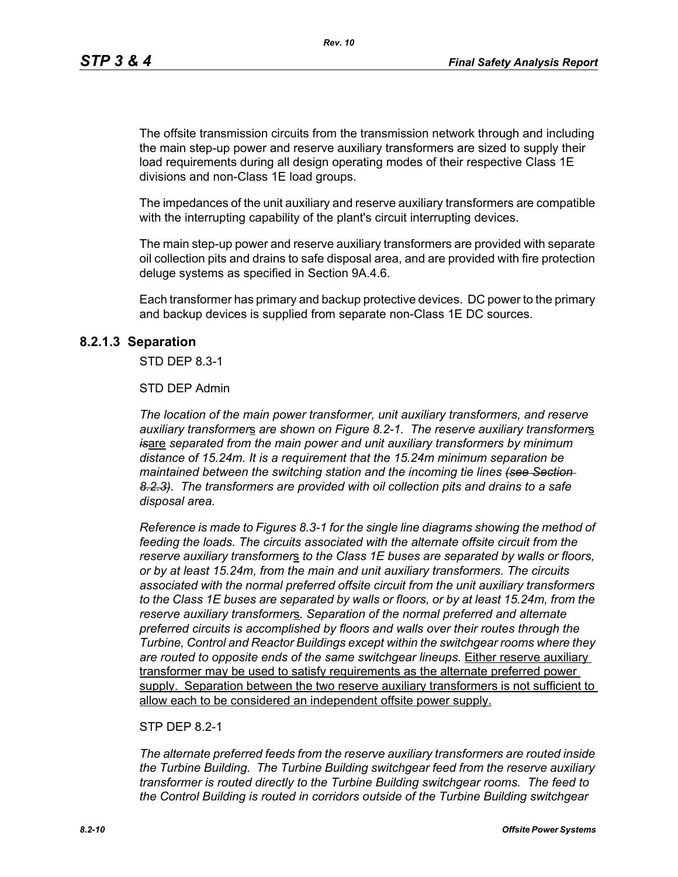The offsite transmission circuits from the transmission network through and including the main step-up power and reserve auxiliary transformers are sized to supply their load requirements during all design operating modes of their respective Class 1E divisions and non-Class 1E load groups.

The impedances of the unit auxiliary and reserve auxiliary transformers are compatible with the interrupting capability of the plant's circuit interrupting devices.

The main step-up power and reserve auxiliary transformers are provided with separate oil collection pits and drains to safe disposal area, and are provided with fire protection deluge systems as specified in Section 9A.4.6.

Each transformer has primary and backup protective devices. DC power to the primary and backup devices is supplied from separate non-Class 1E DC sources.

### 8.2.1.3 Separation

STD DEP 8.3-1

STD DEP Admin

*The location of the main power transformer, unit auxiliary transformers, and reserve auxiliary transformer*s *are shown on Figure 8.2-1. The reserve auxiliary transformer*s ~~*is*~~are *separated from the main power and unit auxiliary transformers by minimum distance of 15.24m. It is a requirement that the 15.24m minimum separation be maintained between the switching station and the incoming tie lines* ~~*(see Section 8.2.3)*~~*. The transformers are provided with oil collection pits and drains to a safe disposal area.*

*Reference is made to Figures 8.3-1 for the single line diagrams showing the method of feeding the loads. The circuits associated with the alternate offsite circuit from the reserve auxiliary transformer*s *to the Class 1E buses are separated by walls or floors, or by at least 15.24m, from the main and unit auxiliary transformers. The circuits associated with the normal preferred offsite circuit from the unit auxiliary transformers to the Class 1E buses are separated by walls or floors, or by at least 15.24m, from the reserve auxiliary transformer*s*. Separation of the normal preferred and alternate preferred circuits is accomplished by floors and walls over their routes through the Turbine, Control and Reactor Buildings except within the switchgear rooms where they are routed to opposite ends of the same switchgear lineups.* Either reserve auxiliary transformer may be used to satisfy requirements as the alternate preferred power supply. Separation between the two reserve auxiliary transformers is not sufficient to allow each to be considered an independent offsite power supply.

STP DEP 8.2-1

*The alternate preferred feeds from the reserve auxiliary transformers are routed inside the Turbine Building. The Turbine Building switchgear feed from the reserve auxiliary transformer is routed directly to the Turbine Building switchgear rooms. The feed to the Control Building is routed in corridors outside of the Turbine Building switchgear*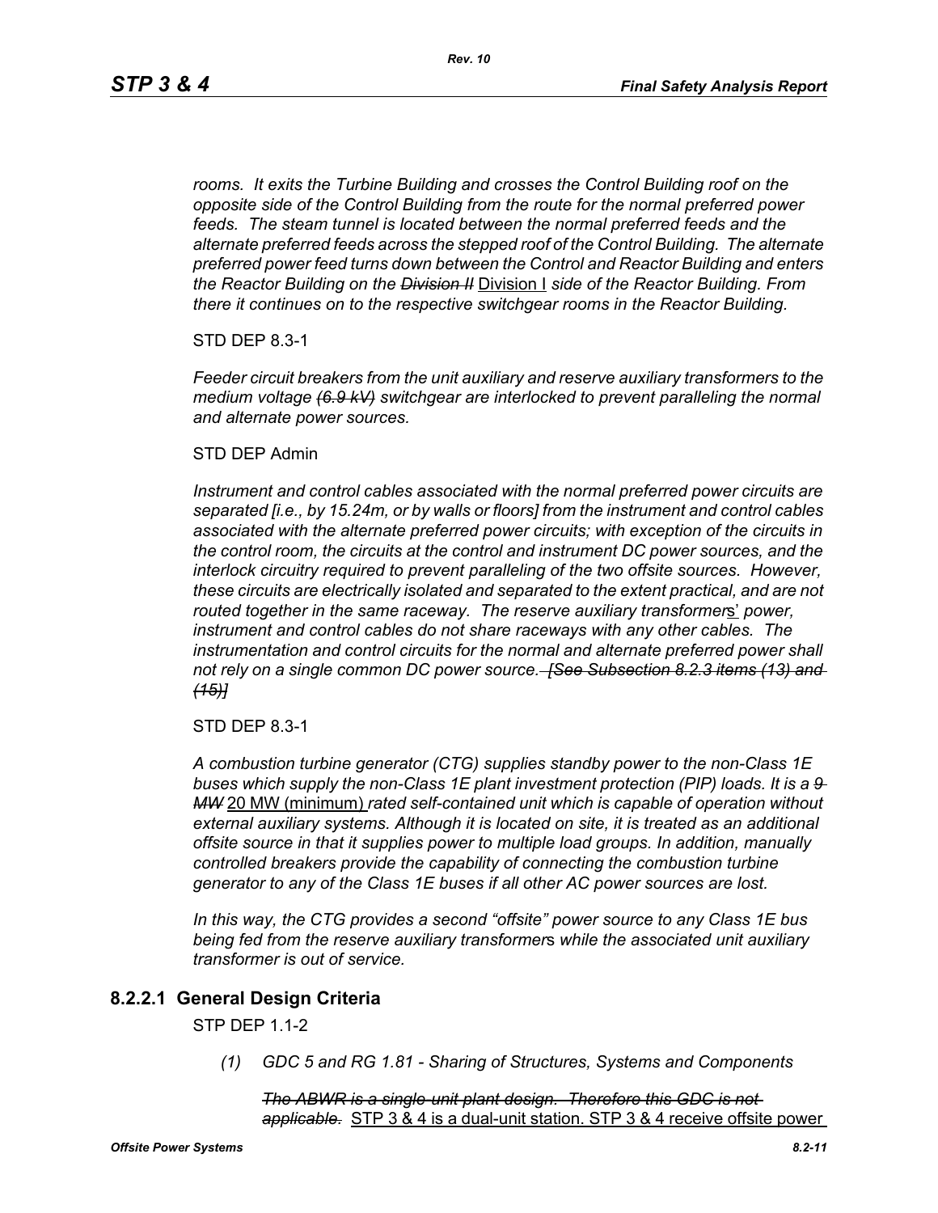*rooms. It exits the Turbine Building and crosses the Control Building roof on the opposite side of the Control Building from the route for the normal preferred power feeds. The steam tunnel is located between the normal preferred feeds and the alternate preferred feeds across the stepped roof of the Control Building. The alternate preferred power feed turns down between the Control and Reactor Building and enters the Reactor Building on the ~~Division II~~* Division I *side of the Reactor Building. From there it continues on to the respective switchgear rooms in the Reactor Building.*

STD DEP 8.3-1

*Feeder circuit breakers from the unit auxiliary and reserve auxiliary transformers to the medium voltage ~~(6.9 kV)~~ switchgear are interlocked to prevent paralleling the normal and alternate power sources.*

STD DEP Admin

*Instrument and control cables associated with the normal preferred power circuits are separated [i.e., by 15.24m, or by walls or floors] from the instrument and control cables associated with the alternate preferred power circuits; with exception of the circuits in the control room, the circuits at the control and instrument DC power sources, and the interlock circuitry required to prevent paralleling of the two offsite sources. However, these circuits are electrically isolated and separated to the extent practical, and are not routed together in the same raceway. The reserve auxiliary transformer*s' *power, instrument and control cables do not share raceways with any other cables. The instrumentation and control circuits for the normal and alternate preferred power shall not rely on a single common DC power source. ~~[See Subsection 8.2.3 items (13) and (15)]~~*

STD DEP 8.3-1

*A combustion turbine generator (CTG) supplies standby power to the non-Class 1E buses which supply the non-Class 1E plant investment protection (PIP) loads. It is a ~~9 MW~~* 20 MW (minimum) *rated self-contained unit which is capable of operation without external auxiliary systems. Although it is located on site, it is treated as an additional offsite source in that it supplies power to multiple load groups. In addition, manually controlled breakers provide the capability of connecting the combustion turbine generator to any of the Class 1E buses if all other AC power sources are lost.*

*In this way, the CTG provides a second "offsite" power source to any Class 1E bus being fed from the reserve auxiliary transformer*s *while the associated unit auxiliary transformer is out of service.*

## 8.2.2.1 General Design Criteria

STP DEP 1.1-2

*(1) GDC 5 and RG 1.81 - Sharing of Structures, Systems and Components*

*~~The ABWR is a single-unit plant design. Therefore this GDC is not applicable.~~* STP 3 & 4 is a dual-unit station. STP 3 & 4 receive offsite power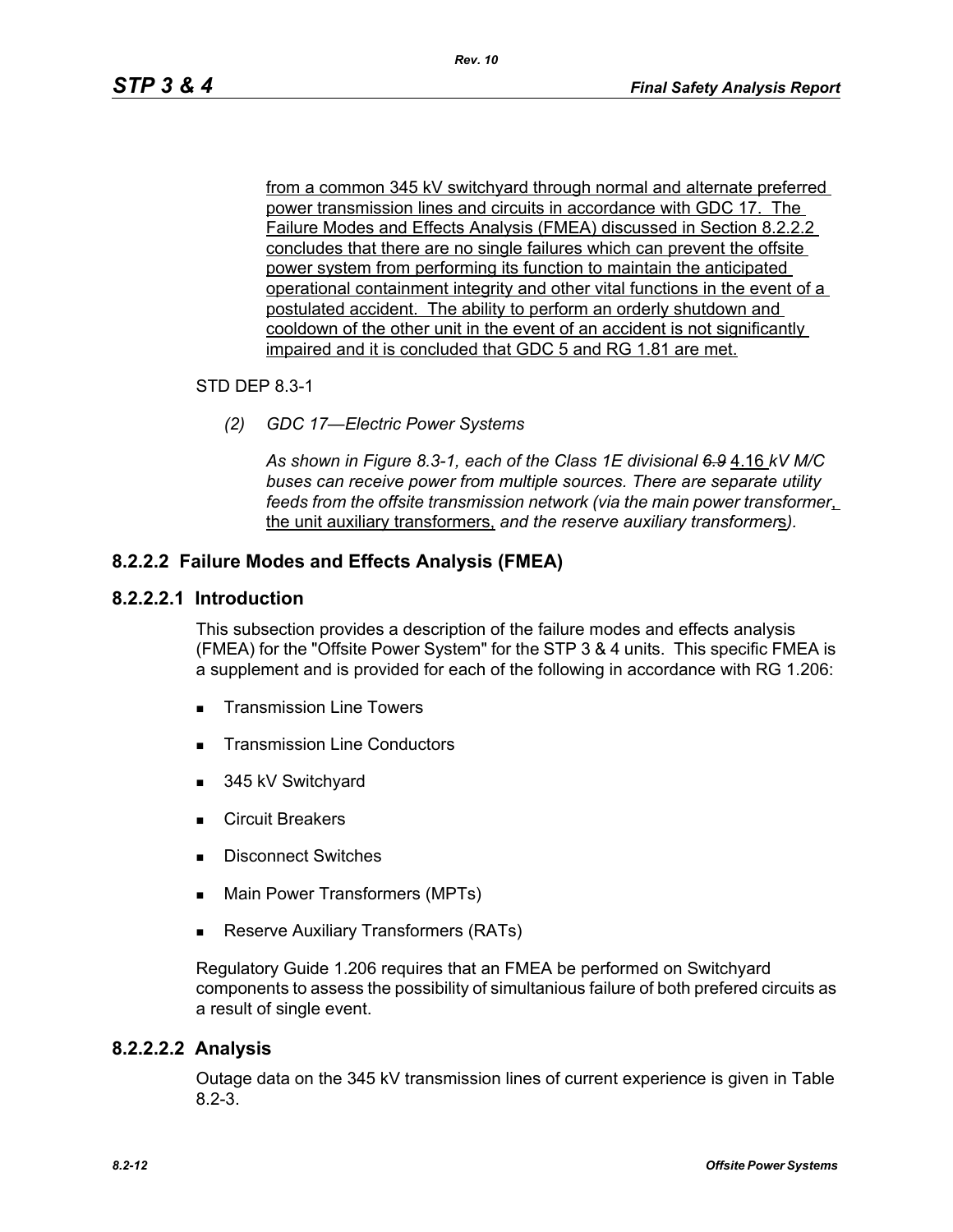from a common 345 kV switchyard through normal and alternate preferred power transmission lines and circuits in accordance with GDC 17. The Failure Modes and Effects Analysis (FMEA) discussed in Section 8.2.2.2 concludes that there are no single failures which can prevent the offsite power system from performing its function to maintain the anticipated operational containment integrity and other vital functions in the event of a postulated accident. The ability to perform an orderly shutdown and cooldown of the other unit in the event of an accident is not significantly impaired and it is concluded that GDC 5 and RG 1.81 are met.

STD DEP 8.3-1

*(2) GDC 17—Electric Power Systems*

*As shown in Figure 8.3-1, each of the Class 1E divisional ~~6.9~~* 4.16 *kV M/C buses can receive power from multiple sources. There are separate utility feeds from the offsite transmission network (via the main power transformer*, the unit auxiliary transformers, *and the reserve auxiliary transformer*s*).*

## 8.2.2.2 Failure Modes and Effects Analysis (FMEA)

### 8.2.2.2.1 Introduction

This subsection provides a description of the failure modes and effects analysis (FMEA) for the "Offsite Power System" for the STP 3 & 4 units. This specific FMEA is a supplement and is provided for each of the following in accordance with RG 1.206:

- Transmission Line Towers
- Transmission Line Conductors
- 345 kV Switchyard
- Circuit Breakers
- Disconnect Switches
- Main Power Transformers (MPTs)
- Reserve Auxiliary Transformers (RATs)

Regulatory Guide 1.206 requires that an FMEA be performed on Switchyard components to assess the possibility of simultanious failure of both prefered circuits as a result of single event.

### 8.2.2.2.2 Analysis

Outage data on the 345 kV transmission lines of current experience is given in Table 8.2-3.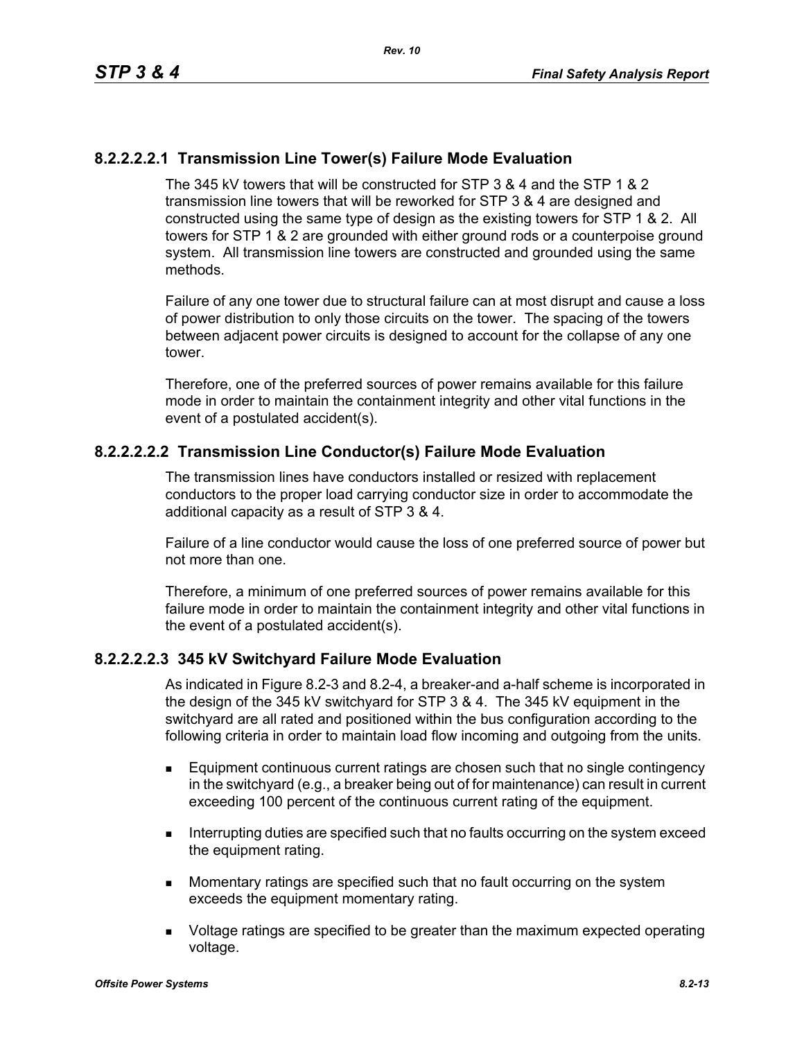#### 8.2.2.2.2.1 Transmission Line Tower(s) Failure Mode Evaluation

The 345 kV towers that will be constructed for STP 3 & 4 and the STP 1 & 2 transmission line towers that will be reworked for STP 3 & 4 are designed and constructed using the same type of design as the existing towers for STP 1 & 2. All towers for STP 1 & 2 are grounded with either ground rods or a counterpoise ground system. All transmission line towers are constructed and grounded using the same methods.

Failure of any one tower due to structural failure can at most disrupt and cause a loss of power distribution to only those circuits on the tower. The spacing of the towers between adjacent power circuits is designed to account for the collapse of any one tower.

Therefore, one of the preferred sources of power remains available for this failure mode in order to maintain the containment integrity and other vital functions in the event of a postulated accident(s).

#### 8.2.2.2.2.2 Transmission Line Conductor(s) Failure Mode Evaluation

The transmission lines have conductors installed or resized with replacement conductors to the proper load carrying conductor size in order to accommodate the additional capacity as a result of STP 3 & 4.

Failure of a line conductor would cause the loss of one preferred source of power but not more than one.

Therefore, a minimum of one preferred sources of power remains available for this failure mode in order to maintain the containment integrity and other vital functions in the event of a postulated accident(s).

#### 8.2.2.2.2.3 345 kV Switchyard Failure Mode Evaluation

As indicated in Figure 8.2-3 and 8.2-4, a breaker-and a-half scheme is incorporated in the design of the 345 kV switchyard for STP 3 & 4. The 345 kV equipment in the switchyard are all rated and positioned within the bus configuration according to the following criteria in order to maintain load flow incoming and outgoing from the units.

- Equipment continuous current ratings are chosen such that no single contingency in the switchyard (e.g., a breaker being out of for maintenance) can result in current exceeding 100 percent of the continuous current rating of the equipment.
- Interrupting duties are specified such that no faults occurring on the system exceed the equipment rating.
- Momentary ratings are specified such that no fault occurring on the system exceeds the equipment momentary rating.
- Voltage ratings are specified to be greater than the maximum expected operating voltage.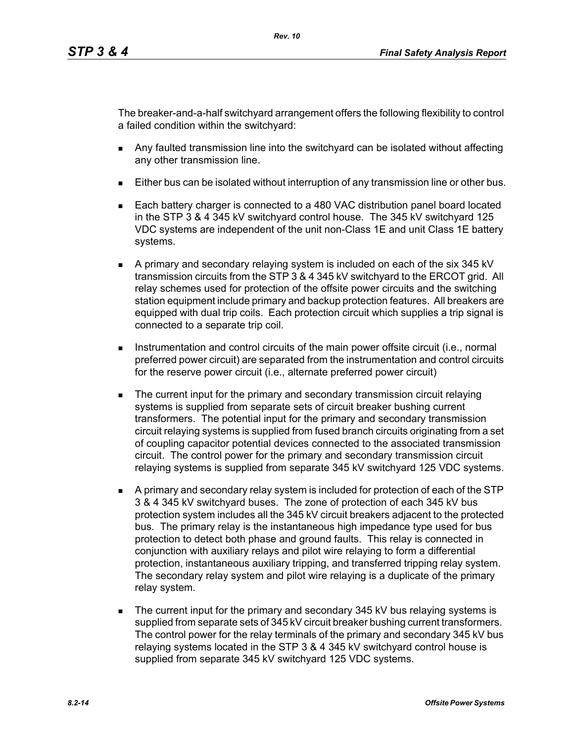The breaker-and-a-half switchyard arrangement offers the following flexibility to control a failed condition within the switchyard:

- Any faulted transmission line into the switchyard can be isolated without affecting any other transmission line.
- Either bus can be isolated without interruption of any transmission line or other bus.
- Each battery charger is connected to a 480 VAC distribution panel board located in the STP 3 & 4 345 kV switchyard control house. The 345 kV switchyard 125 VDC systems are independent of the unit non-Class 1E and unit Class 1E battery systems.
- A primary and secondary relaying system is included on each of the six 345 kV transmission circuits from the STP 3 & 4 345 kV switchyard to the ERCOT grid. All relay schemes used for protection of the offsite power circuits and the switching station equipment include primary and backup protection features. All breakers are equipped with dual trip coils. Each protection circuit which supplies a trip signal is connected to a separate trip coil.
- Instrumentation and control circuits of the main power offsite circuit (i.e., normal preferred power circuit) are separated from the instrumentation and control circuits for the reserve power circuit (i.e., alternate preferred power circuit)
- The current input for the primary and secondary transmission circuit relaying systems is supplied from separate sets of circuit breaker bushing current transformers. The potential input for the primary and secondary transmission circuit relaying systems is supplied from fused branch circuits originating from a set of coupling capacitor potential devices connected to the associated transmission circuit. The control power for the primary and secondary transmission circuit relaying systems is supplied from separate 345 kV switchyard 125 VDC systems.
- A primary and secondary relay system is included for protection of each of the STP 3 & 4 345 kV switchyard buses. The zone of protection of each 345 kV bus protection system includes all the 345 kV circuit breakers adjacent to the protected bus. The primary relay is the instantaneous high impedance type used for bus protection to detect both phase and ground faults. This relay is connected in conjunction with auxiliary relays and pilot wire relaying to form a differential protection, instantaneous auxiliary tripping, and transferred tripping relay system. The secondary relay system and pilot wire relaying is a duplicate of the primary relay system.
- The current input for the primary and secondary 345 kV bus relaying systems is supplied from separate sets of 345 kV circuit breaker bushing current transformers. The control power for the relay terminals of the primary and secondary 345 kV bus relaying systems located in the STP 3 & 4 345 kV switchyard control house is supplied from separate 345 kV switchyard 125 VDC systems.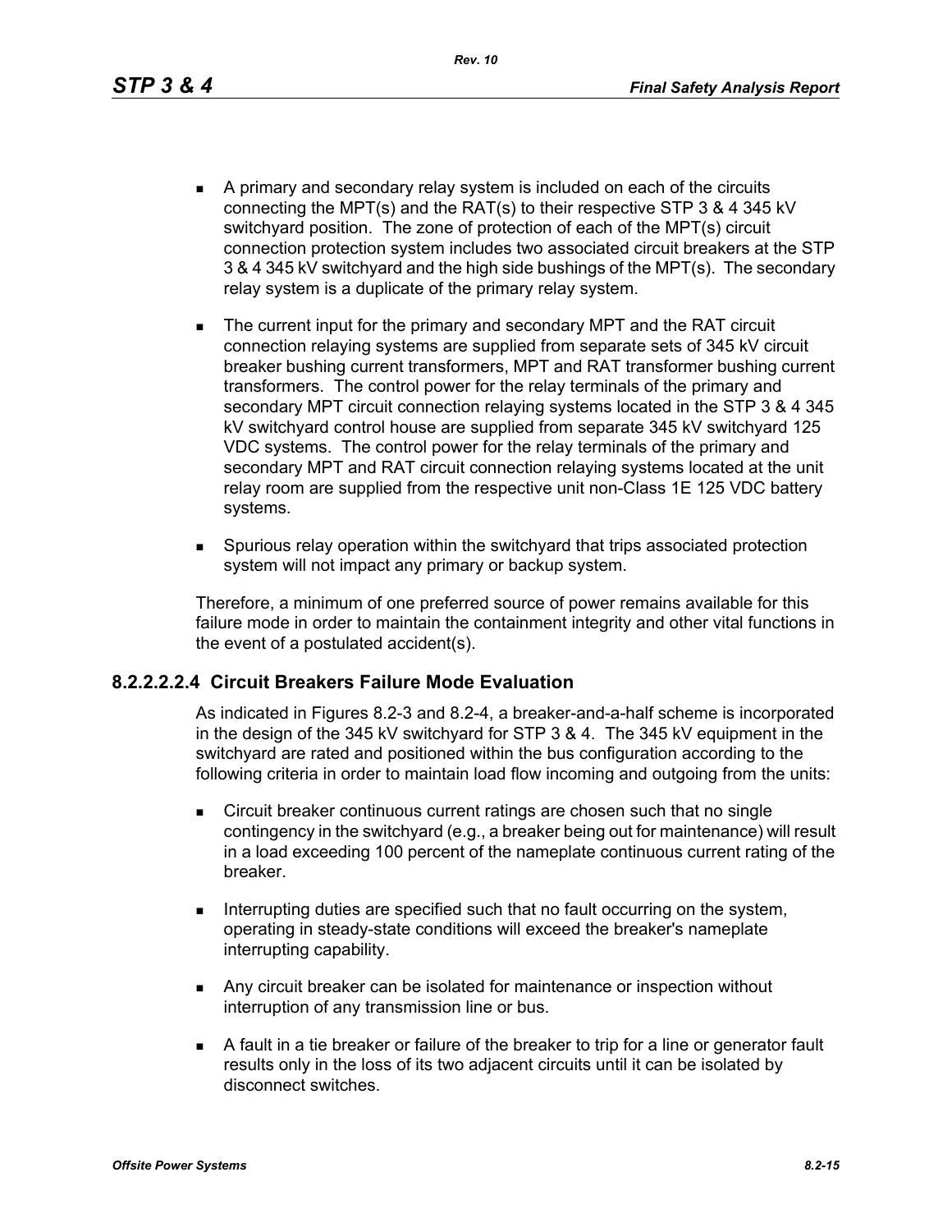- A primary and secondary relay system is included on each of the circuits connecting the MPT(s) and the RAT(s) to their respective STP 3 & 4 345 kV switchyard position. The zone of protection of each of the MPT(s) circuit connection protection system includes two associated circuit breakers at the STP 3 & 4 345 kV switchyard and the high side bushings of the MPT(s). The secondary relay system is a duplicate of the primary relay system.
- The current input for the primary and secondary MPT and the RAT circuit connection relaying systems are supplied from separate sets of 345 kV circuit breaker bushing current transformers, MPT and RAT transformer bushing current transformers. The control power for the relay terminals of the primary and secondary MPT circuit connection relaying systems located in the STP 3 & 4 345 kV switchyard control house are supplied from separate 345 kV switchyard 125 VDC systems. The control power for the relay terminals of the primary and secondary MPT and RAT circuit connection relaying systems located at the unit relay room are supplied from the respective unit non-Class 1E 125 VDC battery systems.
- Spurious relay operation within the switchyard that trips associated protection system will not impact any primary or backup system.

Therefore, a minimum of one preferred source of power remains available for this failure mode in order to maintain the containment integrity and other vital functions in the event of a postulated accident(s).

#### 8.2.2.2.2.4 Circuit Breakers Failure Mode Evaluation

As indicated in Figures 8.2-3 and 8.2-4, a breaker-and-a-half scheme is incorporated in the design of the 345 kV switchyard for STP 3 & 4. The 345 kV equipment in the switchyard are rated and positioned within the bus configuration according to the following criteria in order to maintain load flow incoming and outgoing from the units:

- Circuit breaker continuous current ratings are chosen such that no single contingency in the switchyard (e.g., a breaker being out for maintenance) will result in a load exceeding 100 percent of the nameplate continuous current rating of the breaker.
- Interrupting duties are specified such that no fault occurring on the system, operating in steady-state conditions will exceed the breaker's nameplate interrupting capability.
- Any circuit breaker can be isolated for maintenance or inspection without interruption of any transmission line or bus.
- A fault in a tie breaker or failure of the breaker to trip for a line or generator fault results only in the loss of its two adjacent circuits until it can be isolated by disconnect switches.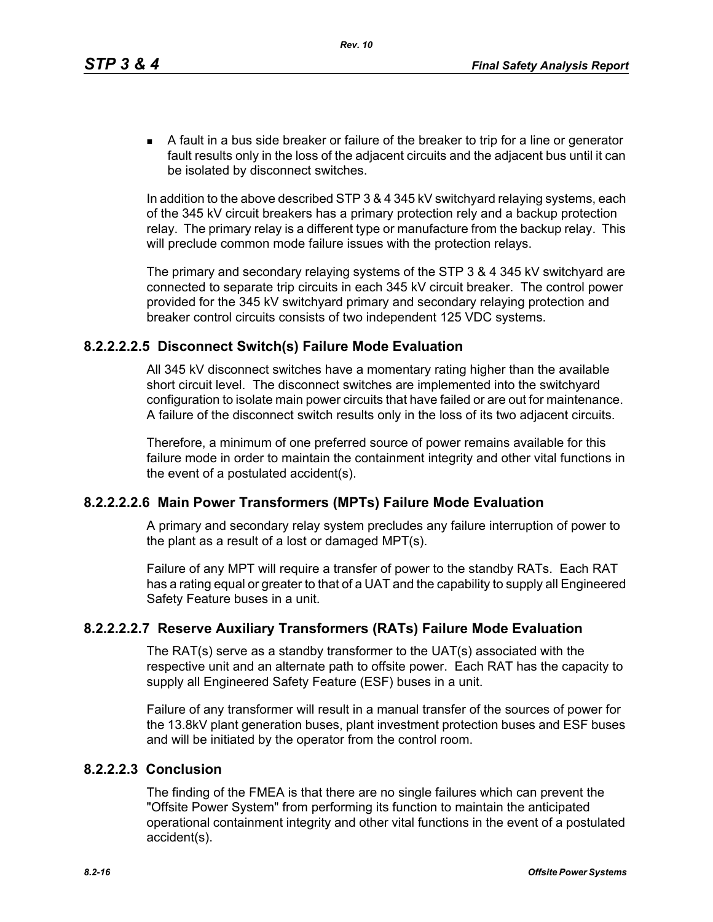- A fault in a bus side breaker or failure of the breaker to trip for a line or generator fault results only in the loss of the adjacent circuits and the adjacent bus until it can be isolated by disconnect switches.

In addition to the above described STP 3 & 4 345 kV switchyard relaying systems, each of the 345 kV circuit breakers has a primary protection rely and a backup protection relay. The primary relay is a different type or manufacture from the backup relay. This will preclude common mode failure issues with the protection relays.

The primary and secondary relaying systems of the STP 3 & 4 345 kV switchyard are connected to separate trip circuits in each 345 kV circuit breaker. The control power provided for the 345 kV switchyard primary and secondary relaying protection and breaker control circuits consists of two independent 125 VDC systems.

### 8.2.2.2.2.5 Disconnect Switch(s) Failure Mode Evaluation

All 345 kV disconnect switches have a momentary rating higher than the available short circuit level. The disconnect switches are implemented into the switchyard configuration to isolate main power circuits that have failed or are out for maintenance. A failure of the disconnect switch results only in the loss of its two adjacent circuits.

Therefore, a minimum of one preferred source of power remains available for this failure mode in order to maintain the containment integrity and other vital functions in the event of a postulated accident(s).

### 8.2.2.2.2.6 Main Power Transformers (MPTs) Failure Mode Evaluation

A primary and secondary relay system precludes any failure interruption of power to the plant as a result of a lost or damaged MPT(s).

Failure of any MPT will require a transfer of power to the standby RATs. Each RAT has a rating equal or greater to that of a UAT and the capability to supply all Engineered Safety Feature buses in a unit.

### 8.2.2.2.2.7 Reserve Auxiliary Transformers (RATs) Failure Mode Evaluation

The RAT(s) serve as a standby transformer to the UAT(s) associated with the respective unit and an alternate path to offsite power. Each RAT has the capacity to supply all Engineered Safety Feature (ESF) buses in a unit.

Failure of any transformer will result in a manual transfer of the sources of power for the 13.8kV plant generation buses, plant investment protection buses and ESF buses and will be initiated by the operator from the control room.

### 8.2.2.2.3 Conclusion

The finding of the FMEA is that there are no single failures which can prevent the "Offsite Power System" from performing its function to maintain the anticipated operational containment integrity and other vital functions in the event of a postulated accident(s).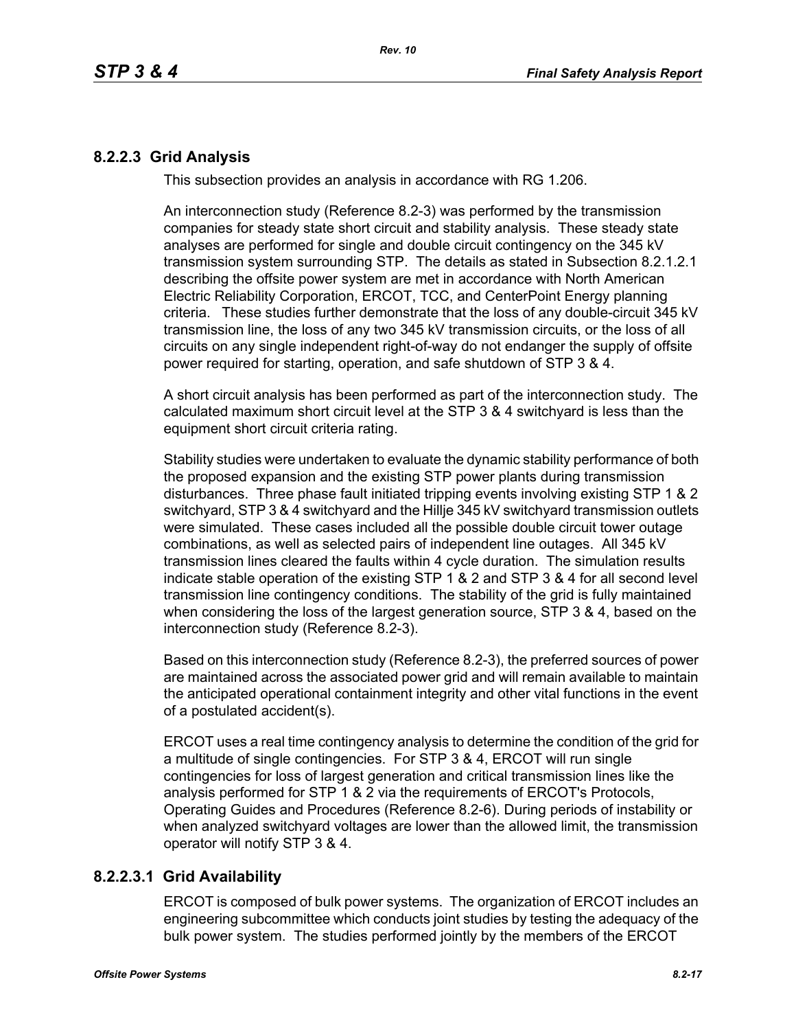### 8.2.2.3 Grid Analysis

This subsection provides an analysis in accordance with RG 1.206.

An interconnection study (Reference 8.2-3) was performed by the transmission companies for steady state short circuit and stability analysis. These steady state analyses are performed for single and double circuit contingency on the 345 kV transmission system surrounding STP. The details as stated in Subsection 8.2.1.2.1 describing the offsite power system are met in accordance with North American Electric Reliability Corporation, ERCOT, TCC, and CenterPoint Energy planning criteria. These studies further demonstrate that the loss of any double-circuit 345 kV transmission line, the loss of any two 345 kV transmission circuits, or the loss of all circuits on any single independent right-of-way do not endanger the supply of offsite power required for starting, operation, and safe shutdown of STP 3 & 4.

A short circuit analysis has been performed as part of the interconnection study. The calculated maximum short circuit level at the STP 3 & 4 switchyard is less than the equipment short circuit criteria rating.

Stability studies were undertaken to evaluate the dynamic stability performance of both the proposed expansion and the existing STP power plants during transmission disturbances. Three phase fault initiated tripping events involving existing STP 1 & 2 switchyard, STP 3 & 4 switchyard and the Hillje 345 kV switchyard transmission outlets were simulated. These cases included all the possible double circuit tower outage combinations, as well as selected pairs of independent line outages. All 345 kV transmission lines cleared the faults within 4 cycle duration. The simulation results indicate stable operation of the existing STP 1 & 2 and STP 3 & 4 for all second level transmission line contingency conditions. The stability of the grid is fully maintained when considering the loss of the largest generation source, STP 3 & 4, based on the interconnection study (Reference 8.2-3).

Based on this interconnection study (Reference 8.2-3), the preferred sources of power are maintained across the associated power grid and will remain available to maintain the anticipated operational containment integrity and other vital functions in the event of a postulated accident(s).

ERCOT uses a real time contingency analysis to determine the condition of the grid for a multitude of single contingencies. For STP 3 & 4, ERCOT will run single contingencies for loss of largest generation and critical transmission lines like the analysis performed for STP 1 & 2 via the requirements of ERCOT's Protocols, Operating Guides and Procedures (Reference 8.2-6). During periods of instability or when analyzed switchyard voltages are lower than the allowed limit, the transmission operator will notify STP 3 & 4.

#### 8.2.2.3.1 Grid Availability

ERCOT is composed of bulk power systems. The organization of ERCOT includes an engineering subcommittee which conducts joint studies by testing the adequacy of the bulk power system. The studies performed jointly by the members of the ERCOT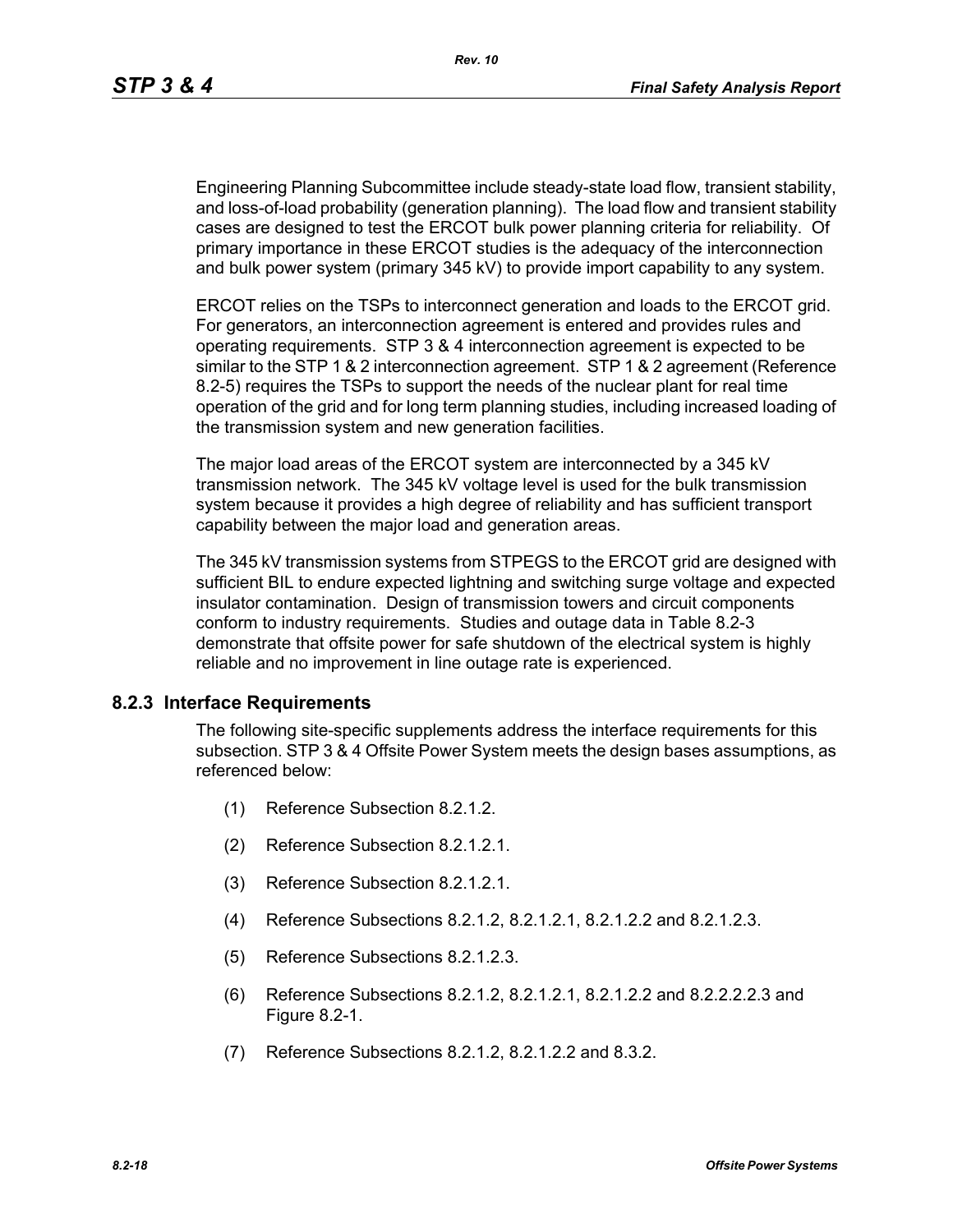Engineering Planning Subcommittee include steady-state load flow, transient stability, and loss-of-load probability (generation planning). The load flow and transient stability cases are designed to test the ERCOT bulk power planning criteria for reliability. Of primary importance in these ERCOT studies is the adequacy of the interconnection and bulk power system (primary 345 kV) to provide import capability to any system.

ERCOT relies on the TSPs to interconnect generation and loads to the ERCOT grid. For generators, an interconnection agreement is entered and provides rules and operating requirements. STP 3 & 4 interconnection agreement is expected to be similar to the STP 1 & 2 interconnection agreement. STP 1 & 2 agreement (Reference 8.2-5) requires the TSPs to support the needs of the nuclear plant for real time operation of the grid and for long term planning studies, including increased loading of the transmission system and new generation facilities.

The major load areas of the ERCOT system are interconnected by a 345 kV transmission network. The 345 kV voltage level is used for the bulk transmission system because it provides a high degree of reliability and has sufficient transport capability between the major load and generation areas.

The 345 kV transmission systems from STPEGS to the ERCOT grid are designed with sufficient BIL to endure expected lightning and switching surge voltage and expected insulator contamination. Design of transmission towers and circuit components conform to industry requirements. Studies and outage data in Table 8.2-3 demonstrate that offsite power for safe shutdown of the electrical system is highly reliable and no improvement in line outage rate is experienced.

### 8.2.3 Interface Requirements

The following site-specific supplements address the interface requirements for this subsection. STP 3 & 4 Offsite Power System meets the design bases assumptions, as referenced below:

(1) Reference Subsection 8.2.1.2.

(2) Reference Subsection 8.2.1.2.1.

(3) Reference Subsection 8.2.1.2.1.

(4) Reference Subsections 8.2.1.2, 8.2.1.2.1, 8.2.1.2.2 and 8.2.1.2.3.

(5) Reference Subsections 8.2.1.2.3.

(6) Reference Subsections 8.2.1.2, 8.2.1.2.1, 8.2.1.2.2 and 8.2.2.2.2.3 and Figure 8.2-1.

(7) Reference Subsections 8.2.1.2, 8.2.1.2.2 and 8.3.2.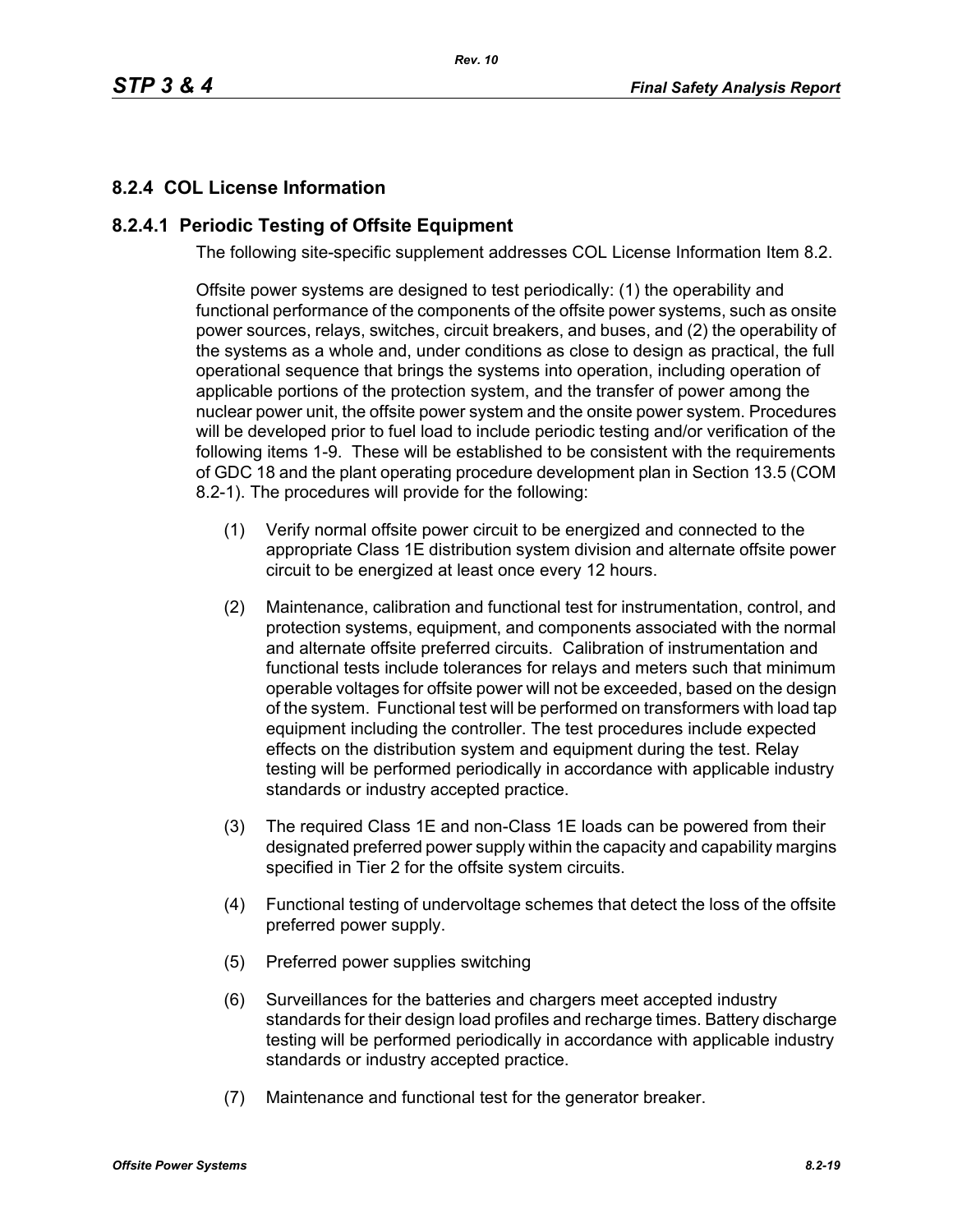## 8.2.4 COL License Information

### 8.2.4.1 Periodic Testing of Offsite Equipment

The following site-specific supplement addresses COL License Information Item 8.2.

Offsite power systems are designed to test periodically: (1) the operability and functional performance of the components of the offsite power systems, such as onsite power sources, relays, switches, circuit breakers, and buses, and (2) the operability of the systems as a whole and, under conditions as close to design as practical, the full operational sequence that brings the systems into operation, including operation of applicable portions of the protection system, and the transfer of power among the nuclear power unit, the offsite power system and the onsite power system. Procedures will be developed prior to fuel load to include periodic testing and/or verification of the following items 1-9. These will be established to be consistent with the requirements of GDC 18 and the plant operating procedure development plan in Section 13.5 (COM 8.2-1). The procedures will provide for the following:

(1) Verify normal offsite power circuit to be energized and connected to the appropriate Class 1E distribution system division and alternate offsite power circuit to be energized at least once every 12 hours.

(2) Maintenance, calibration and functional test for instrumentation, control, and protection systems, equipment, and components associated with the normal and alternate offsite preferred circuits. Calibration of instrumentation and functional tests include tolerances for relays and meters such that minimum operable voltages for offsite power will not be exceeded, based on the design of the system. Functional test will be performed on transformers with load tap equipment including the controller. The test procedures include expected effects on the distribution system and equipment during the test. Relay testing will be performed periodically in accordance with applicable industry standards or industry accepted practice.

(3) The required Class 1E and non-Class 1E loads can be powered from their designated preferred power supply within the capacity and capability margins specified in Tier 2 for the offsite system circuits.

(4) Functional testing of undervoltage schemes that detect the loss of the offsite preferred power supply.

(5) Preferred power supplies switching

(6) Surveillances for the batteries and chargers meet accepted industry standards for their design load profiles and recharge times. Battery discharge testing will be performed periodically in accordance with applicable industry standards or industry accepted practice.

(7) Maintenance and functional test for the generator breaker.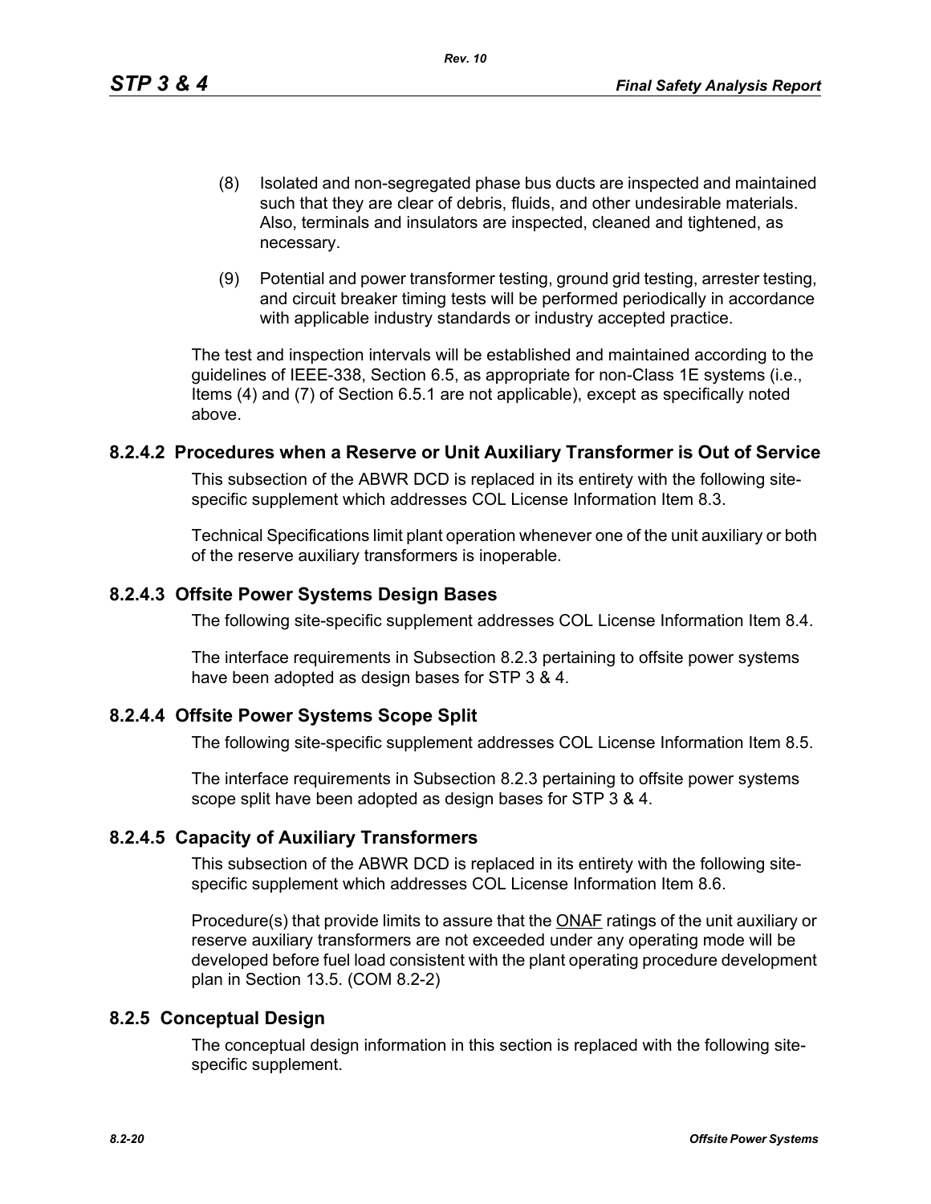(8) Isolated and non-segregated phase bus ducts are inspected and maintained such that they are clear of debris, fluids, and other undesirable materials. Also, terminals and insulators are inspected, cleaned and tightened, as necessary.

(9) Potential and power transformer testing, ground grid testing, arrester testing, and circuit breaker timing tests will be performed periodically in accordance with applicable industry standards or industry accepted practice.

The test and inspection intervals will be established and maintained according to the guidelines of IEEE-338, Section 6.5, as appropriate for non-Class 1E systems (i.e., Items (4) and (7) of Section 6.5.1 are not applicable), except as specifically noted above.

### 8.2.4.2 Procedures when a Reserve or Unit Auxiliary Transformer is Out of Service

This subsection of the ABWR DCD is replaced in its entirety with the following site-specific supplement which addresses COL License Information Item 8.3.

Technical Specifications limit plant operation whenever one of the unit auxiliary or both of the reserve auxiliary transformers is inoperable.

### 8.2.4.3 Offsite Power Systems Design Bases

The following site-specific supplement addresses COL License Information Item 8.4.

The interface requirements in Subsection 8.2.3 pertaining to offsite power systems have been adopted as design bases for STP 3 & 4.

### 8.2.4.4 Offsite Power Systems Scope Split

The following site-specific supplement addresses COL License Information Item 8.5.

The interface requirements in Subsection 8.2.3 pertaining to offsite power systems scope split have been adopted as design bases for STP 3 & 4.

### 8.2.4.5 Capacity of Auxiliary Transformers

This subsection of the ABWR DCD is replaced in its entirety with the following site-specific supplement which addresses COL License Information Item 8.6.

Procedure(s) that provide limits to assure that the ONAF ratings of the unit auxiliary or reserve auxiliary transformers are not exceeded under any operating mode will be developed before fuel load consistent with the plant operating procedure development plan in Section 13.5. (COM 8.2-2)

## 8.2.5 Conceptual Design

The conceptual design information in this section is replaced with the following site-specific supplement.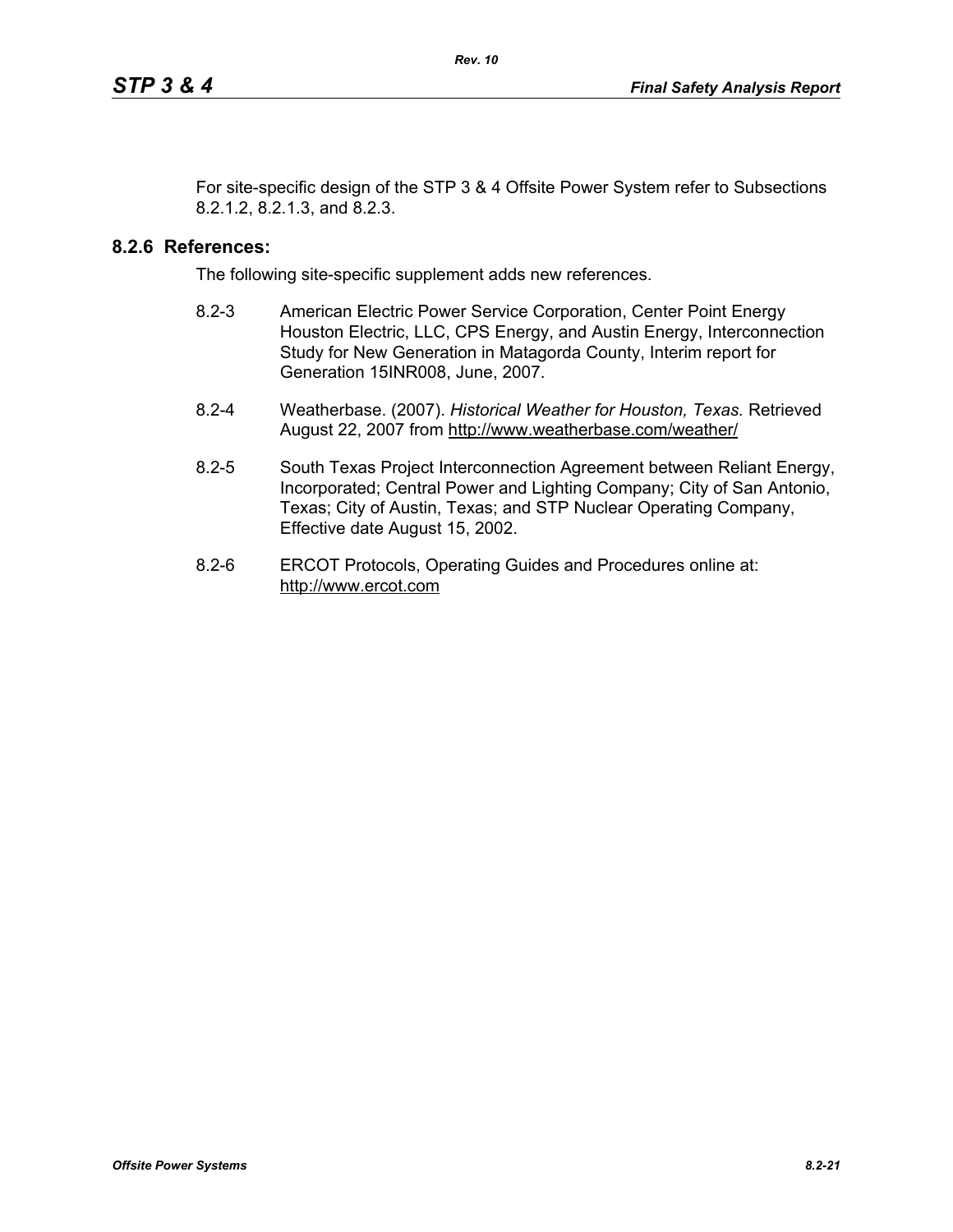For site-specific design of the STP 3 & 4 Offsite Power System refer to Subsections 8.2.1.2, 8.2.1.3, and 8.2.3.

## 8.2.6 References:

The following site-specific supplement adds new references.

8.2-3 American Electric Power Service Corporation, Center Point Energy Houston Electric, LLC, CPS Energy, and Austin Energy, Interconnection Study for New Generation in Matagorda County, Interim report for Generation 15INR008, June, 2007.

8.2-4 Weatherbase. (2007). *Historical Weather for Houston, Texas.* Retrieved August 22, 2007 from http://www.weatherbase.com/weather/

8.2-5 South Texas Project Interconnection Agreement between Reliant Energy, Incorporated; Central Power and Lighting Company; City of San Antonio, Texas; City of Austin, Texas; and STP Nuclear Operating Company, Effective date August 15, 2002.

8.2-6 ERCOT Protocols, Operating Guides and Procedures online at: http://www.ercot.com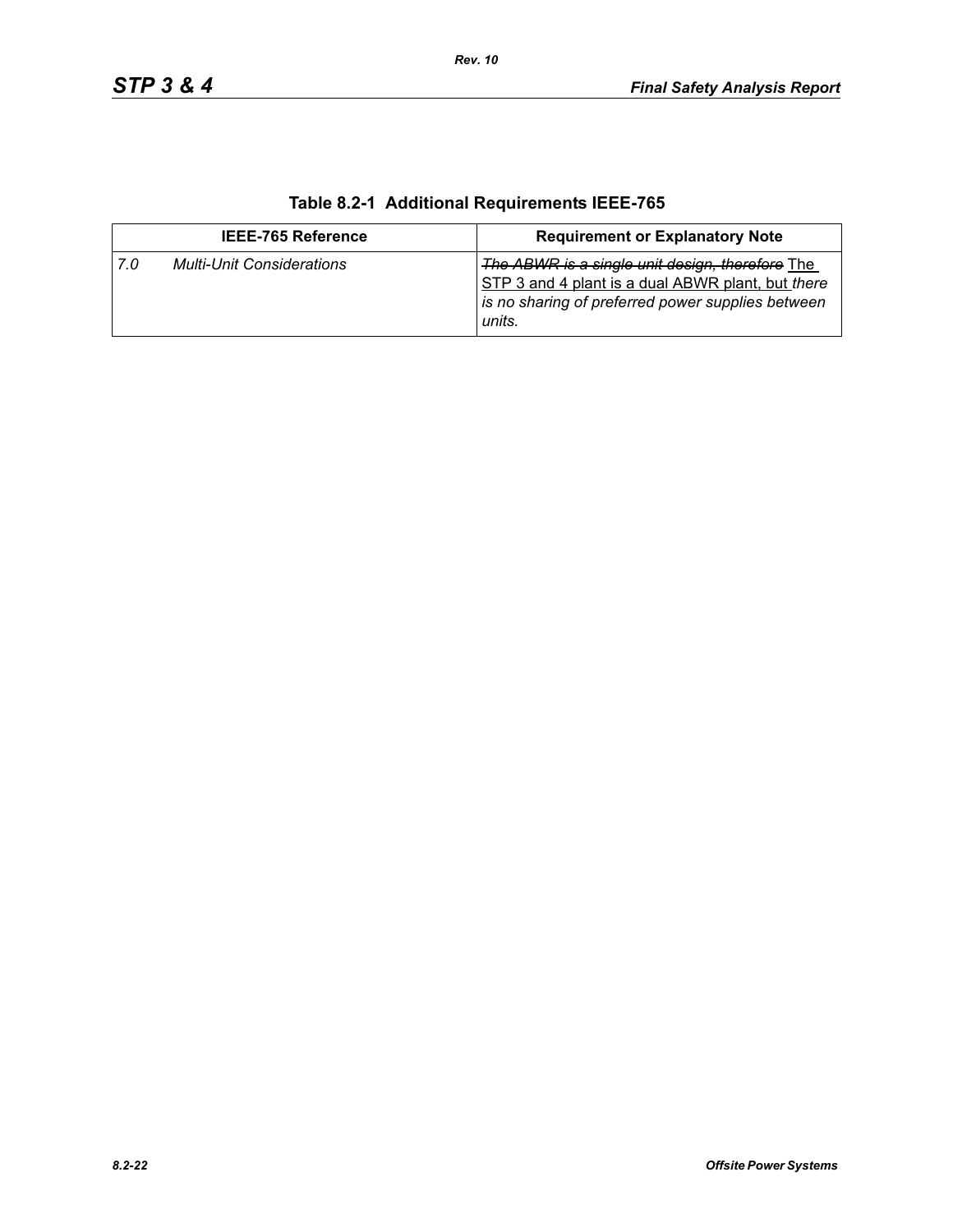**Table 8.2-1 Additional Requirements IEEE-765**

| IEEE-765 Reference | Requirement or Explanatory Note |
|---|---|
| *7.0 Multi-Unit Considerations* | ~~*The ABWR is a single unit design, therefore*~~ <u>The STP 3 and 4 plant is a dual ABWR plant, but</u> *there is no sharing of preferred power supplies between units.* |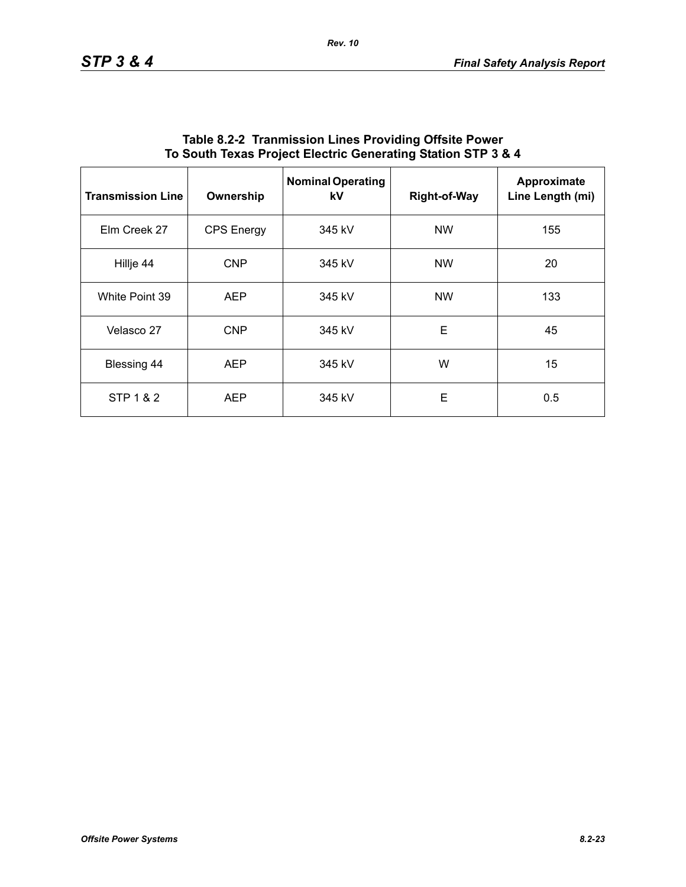**Table 8.2-2 Tranmission Lines Providing Offsite Power To South Texas Project Electric Generating Station STP 3 & 4**

| Transmission Line | Ownership | Nominal Operating kV | Right-of-Way | Approximate Line Length (mi) |
|---|---|---|---|---|
| Elm Creek 27 | CPS Energy | 345 kV | NW | 155 |
| Hillje 44 | CNP | 345 kV | NW | 20 |
| White Point 39 | AEP | 345 kV | NW | 133 |
| Velasco 27 | CNP | 345 kV | E | 45 |
| Blessing 44 | AEP | 345 kV | W | 15 |
| STP 1 & 2 | AEP | 345 kV | E | 0.5 |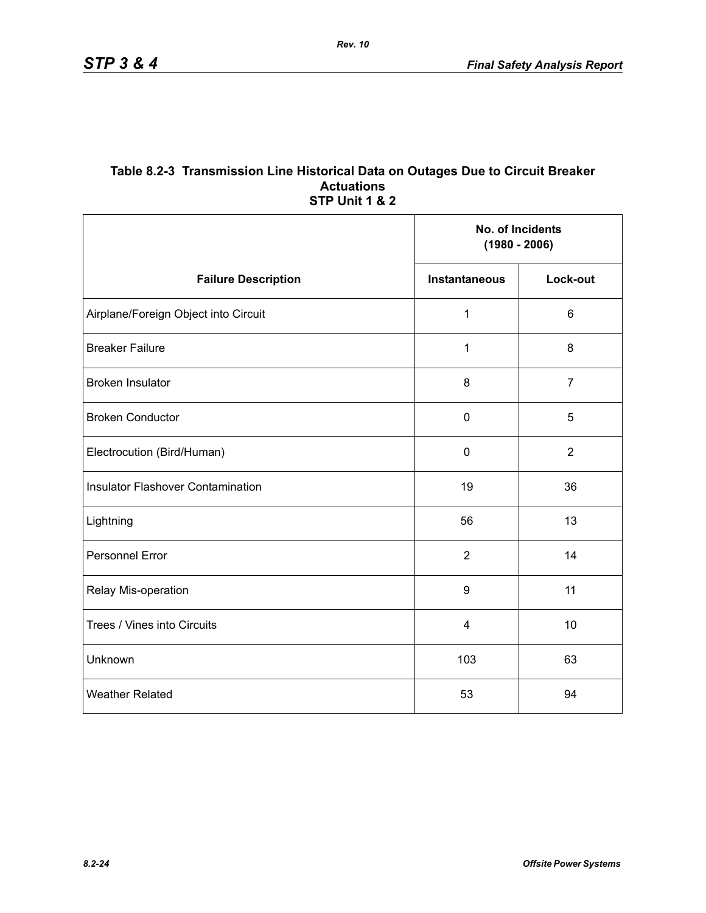## Table 8.2-3 Transmission Line Historical Data on Outages Due to Circuit Breaker Actuations STP Unit 1 & 2

| Failure Description | No. of Incidents (1980 - 2006) | |
|---|---|---|
| | Instantaneous | Lock-out |
| Airplane/Foreign Object into Circuit | 1 | 6 |
| Breaker Failure | 1 | 8 |
| Broken Insulator | 8 | 7 |
| Broken Conductor | 0 | 5 |
| Electrocution (Bird/Human) | 0 | 2 |
| Insulator Flashover Contamination | 19 | 36 |
| Lightning | 56 | 13 |
| Personnel Error | 2 | 14 |
| Relay Mis-operation | 9 | 11 |
| Trees / Vines into Circuits | 4 | 10 |
| Unknown | 103 | 63 |
| Weather Related | 53 | 94 |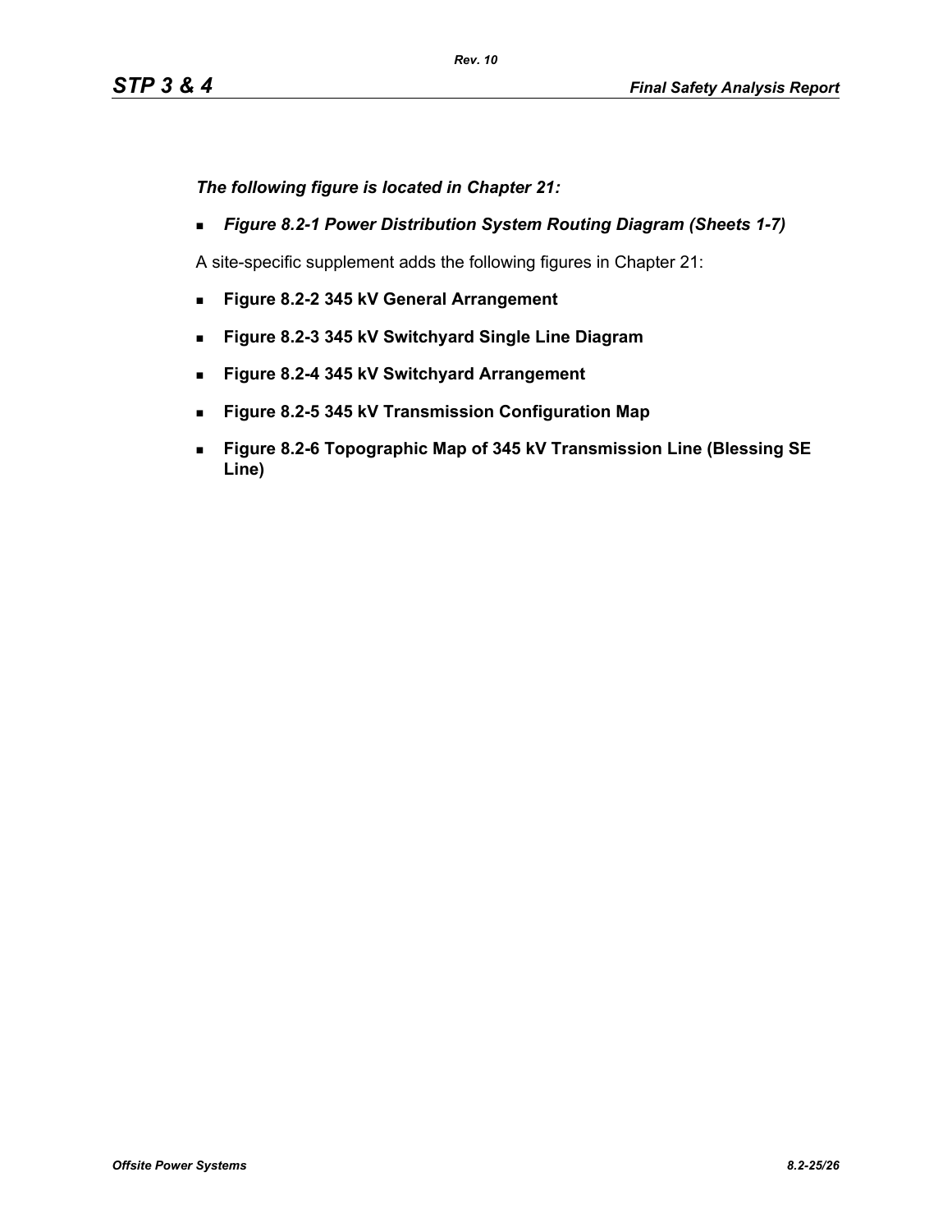***The following figure is located in Chapter 21:***

- ***Figure 8.2-1 Power Distribution System Routing Diagram (Sheets 1-7)***

A site-specific supplement adds the following figures in Chapter 21:

- **Figure 8.2-2 345 kV General Arrangement**
- **Figure 8.2-3 345 kV Switchyard Single Line Diagram**
- **Figure 8.2-4 345 kV Switchyard Arrangement**
- **Figure 8.2-5 345 kV Transmission Configuration Map**
- **Figure 8.2-6 Topographic Map of 345 kV Transmission Line (Blessing SE Line)**